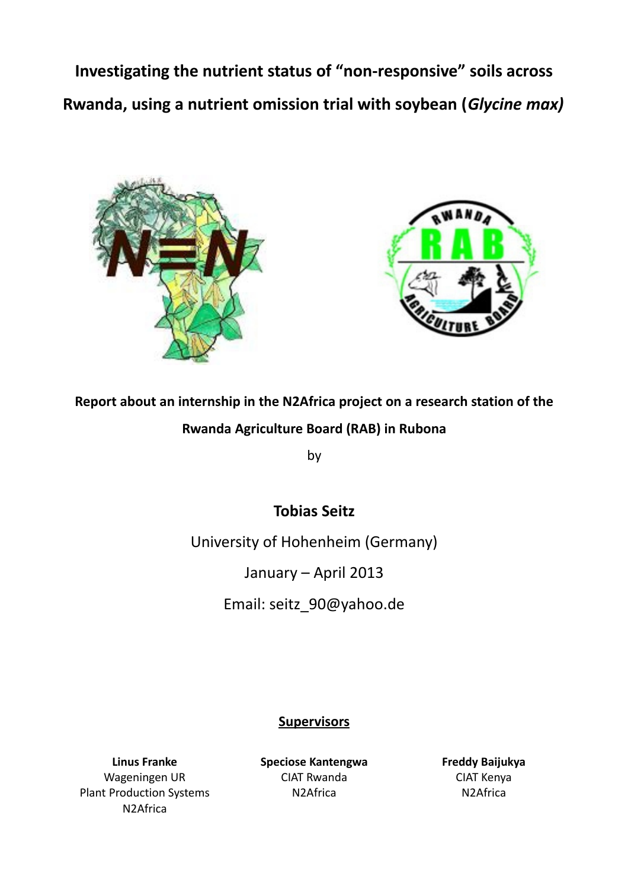# Investigating the nutrient status of "non-responsive" soils across Rwanda, using a nutrient omission trial with soybean (*Glycine max)*

**Report about an internship in the N2Africa project on a research station of the Rwanda Agriculture Board (RAB) in Rubona**

by

## Tobias Seitz

University of Hohenheim (Germany)

January – April 2013

Email: seitz_90@yahoo.de

**Supervisors**

**Linus Franke**
Wageningen UR
Plant Production Systems
N2Africa

**Speciose Kantengwa**
CIAT Rwanda
N2Africa

**Freddy Baijukya**
CIAT Kenya
N2Africa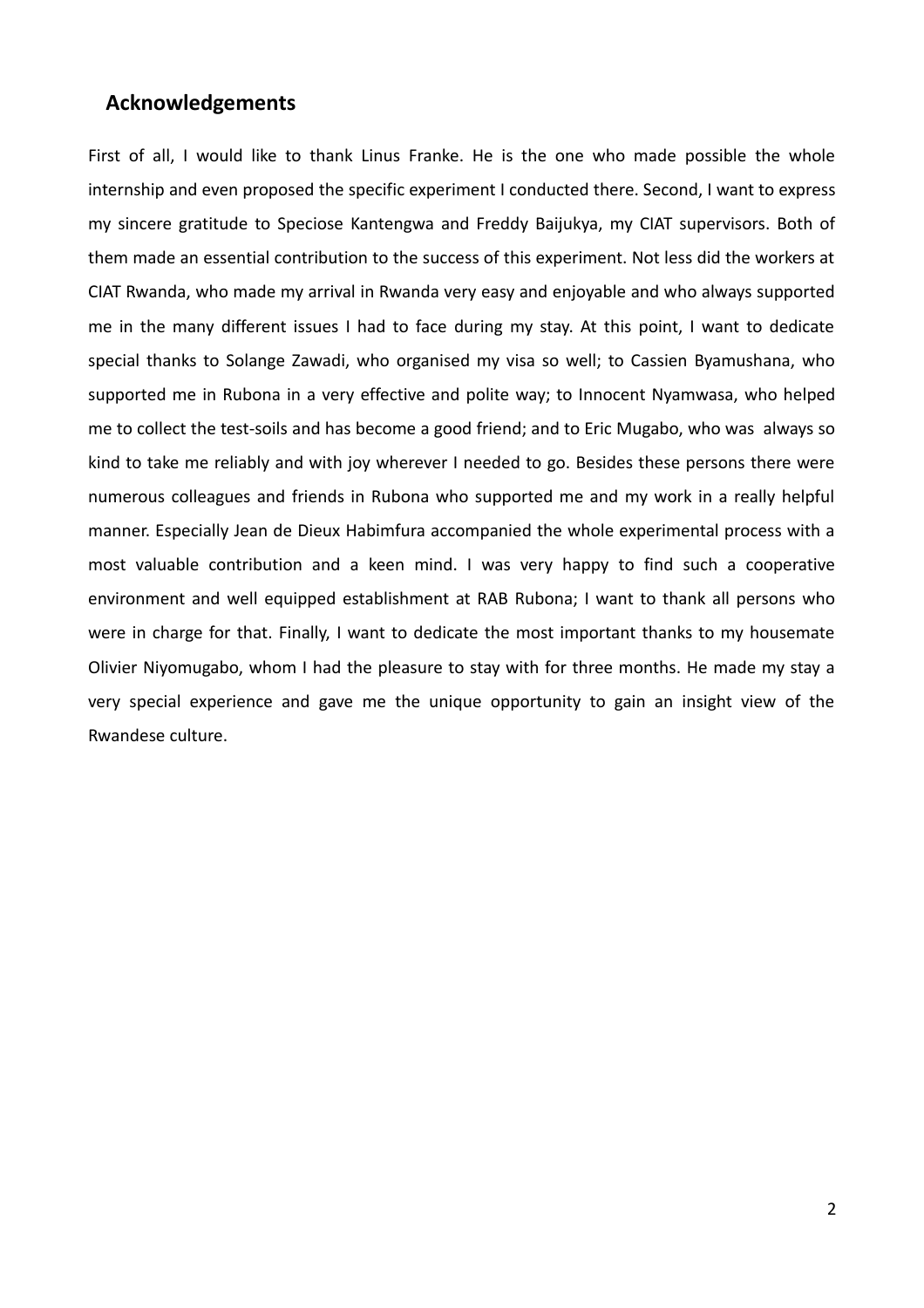## Acknowledgements

First of all, I would like to thank Linus Franke. He is the one who made possible the whole internship and even proposed the specific experiment I conducted there. Second, I want to express my sincere gratitude to Speciose Kantengwa and Freddy Baijukya, my CIAT supervisors. Both of them made an essential contribution to the success of this experiment. Not less did the workers at CIAT Rwanda, who made my arrival in Rwanda very easy and enjoyable and who always supported me in the many different issues I had to face during my stay. At this point, I want to dedicate special thanks to Solange Zawadi, who organised my visa so well; to Cassien Byamushana, who supported me in Rubona in a very effective and polite way; to Innocent Nyamwasa, who helped me to collect the test-soils and has become a good friend; and to Eric Mugabo, who was always so kind to take me reliably and with joy wherever I needed to go. Besides these persons there were numerous colleagues and friends in Rubona who supported me and my work in a really helpful manner. Especially Jean de Dieux Habimfura accompanied the whole experimental process with a most valuable contribution and a keen mind. I was very happy to find such a cooperative environment and well equipped establishment at RAB Rubona; I want to thank all persons who were in charge for that. Finally, I want to dedicate the most important thanks to my housemate Olivier Niyomugabo, whom I had the pleasure to stay with for three months. He made my stay a very special experience and gave me the unique opportunity to gain an insight view of the Rwandese culture.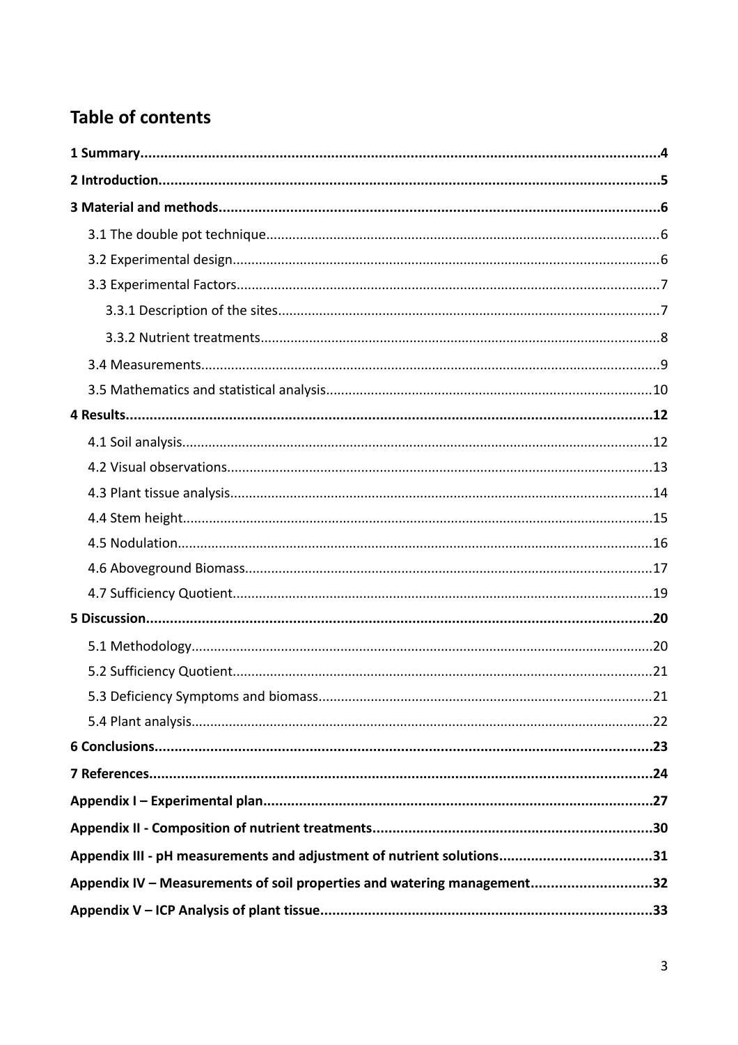## Table of contents

**1 Summary....................................................................................................................4**

**2 Introduction...............................................................................................................5**

**3 Material and methods...............................................................................................6**

3.1 The double pot technique........................................................................................6

3.2 Experimental design.................................................................................................6

3.3 Experimental Factors................................................................................................7

3.3.1 Description of the sites.....................................................................................7

3.3.2 Nutrient treatments..........................................................................................8

3.4 Measurements..........................................................................................................9

3.5 Mathematics and statistical analysis......................................................................10

**4 Results.....................................................................................................................12**

4.1 Soil analysis............................................................................................................12

4.2 Visual observations.................................................................................................13

4.3 Plant tissue analysis................................................................................................14

4.4 Stem height.............................................................................................................15

4.5 Nodulation..............................................................................................................16

4.6 Aboveground Biomass............................................................................................17

4.7 Sufficiency Quotient...............................................................................................19

**5 Discussion................................................................................................................20**

5.1 Methodology...........................................................................................................20

5.2 Sufficiency Quotient...............................................................................................21

5.3 Deficiency Symptoms and biomass.........................................................................21

5.4 Plant analysis..........................................................................................................22

**6 Conclusions..............................................................................................................23**

**7 References...............................................................................................................24**

**Appendix I – Experimental plan.................................................................................27**

**Appendix II - Composition of nutrient treatments.....................................................30**

**Appendix III - pH measurements and adjustment of nutrient solutions.......................31**

**Appendix IV – Measurements of soil properties and watering management..............32**

**Appendix V – ICP Analysis of plant tissue..................................................................33**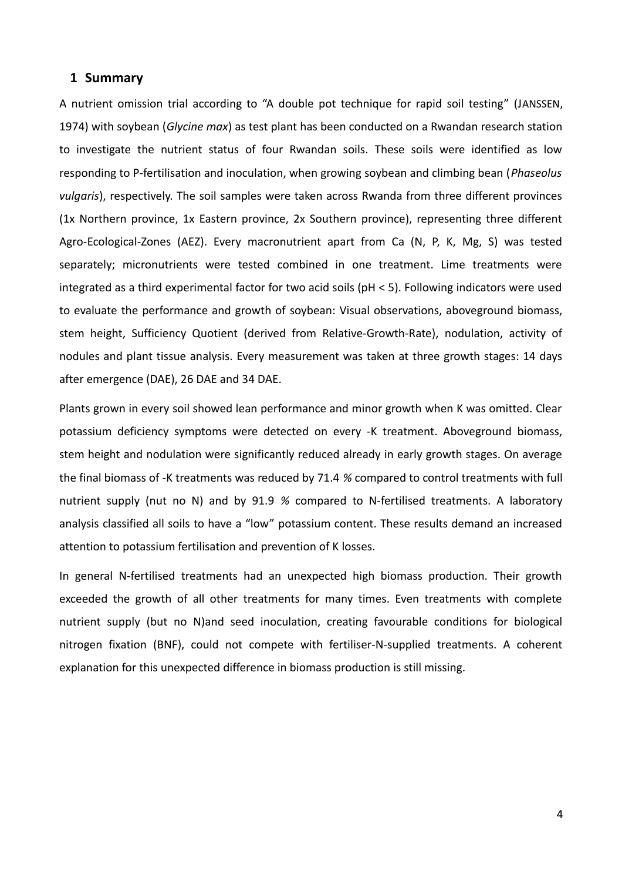# 1 Summary

A nutrient omission trial according to "A double pot technique for rapid soil testing" (JANSSEN, 1974) with soybean (*Glycine max*) as test plant has been conducted on a Rwandan research station to investigate the nutrient status of four Rwandan soils. These soils were identified as low responding to P-fertilisation and inoculation, when growing soybean and climbing bean (*Phaseolus vulgaris*), respectively. The soil samples were taken across Rwanda from three different provinces (1x Northern province, 1x Eastern province, 2x Southern province), representing three different Agro-Ecological-Zones (AEZ). Every macronutrient apart from Ca (N, P, K, Mg, S) was tested separately; micronutrients were tested combined in one treatment. Lime treatments were integrated as a third experimental factor for two acid soils (pH < 5). Following indicators were used to evaluate the performance and growth of soybean: Visual observations, aboveground biomass, stem height, Sufficiency Quotient (derived from Relative-Growth-Rate), nodulation, activity of nodules and plant tissue analysis. Every measurement was taken at three growth stages: 14 days after emergence (DAE), 26 DAE and 34 DAE.

Plants grown in every soil showed lean performance and minor growth when K was omitted. Clear potassium deficiency symptoms were detected on every -K treatment. Aboveground biomass, stem height and nodulation were significantly reduced already in early growth stages. On average the final biomass of -K treatments was reduced by 71.4 *%* compared to control treatments with full nutrient supply (nut no N) and by 91.9 *%* compared to N-fertilised treatments. A laboratory analysis classified all soils to have a "low" potassium content. These results demand an increased attention to potassium fertilisation and prevention of K losses.

In general N-fertilised treatments had an unexpected high biomass production. Their growth exceeded the growth of all other treatments for many times. Even treatments with complete nutrient supply (but no N)and seed inoculation, creating favourable conditions for biological nitrogen fixation (BNF), could not compete with fertiliser-N-supplied treatments. A coherent explanation for this unexpected difference in biomass production is still missing.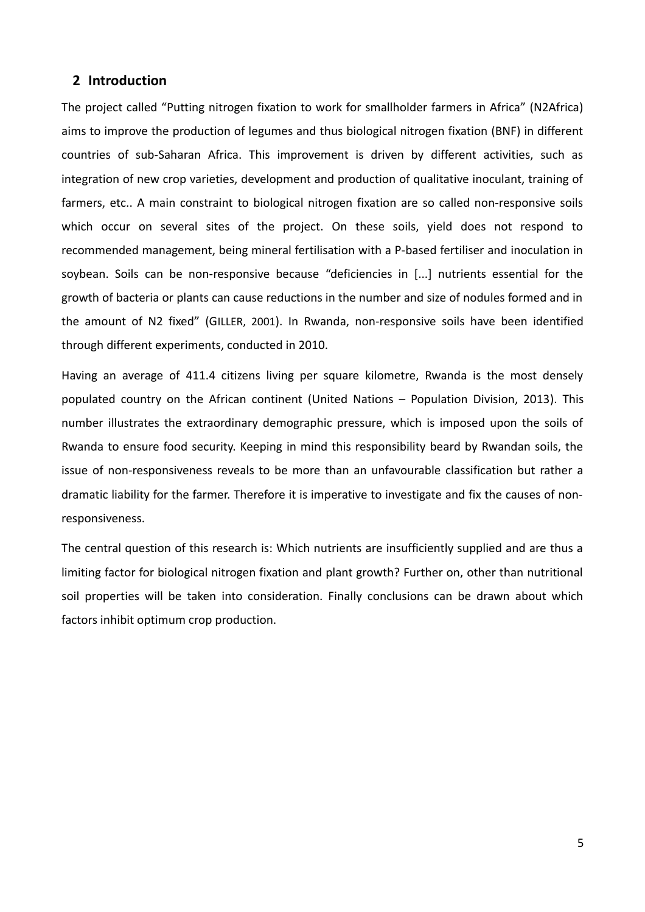## 2 Introduction

The project called "Putting nitrogen fixation to work for smallholder farmers in Africa" (N2Africa) aims to improve the production of legumes and thus biological nitrogen fixation (BNF) in different countries of sub-Saharan Africa. This improvement is driven by different activities, such as integration of new crop varieties, development and production of qualitative inoculant, training of farmers, etc.. A main constraint to biological nitrogen fixation are so called non-responsive soils which occur on several sites of the project. On these soils, yield does not respond to recommended management, being mineral fertilisation with a P-based fertiliser and inoculation in soybean. Soils can be non-responsive because "deficiencies in [...] nutrients essential for the growth of bacteria or plants can cause reductions in the number and size of nodules formed and in the amount of N2 fixed" (GILLER, 2001). In Rwanda, non-responsive soils have been identified through different experiments, conducted in 2010.

Having an average of 411.4 citizens living per square kilometre, Rwanda is the most densely populated country on the African continent (United Nations – Population Division, 2013). This number illustrates the extraordinary demographic pressure, which is imposed upon the soils of Rwanda to ensure food security. Keeping in mind this responsibility beard by Rwandan soils, the issue of non-responsiveness reveals to be more than an unfavourable classification but rather a dramatic liability for the farmer. Therefore it is imperative to investigate and fix the causes of non-responsiveness.

The central question of this research is: Which nutrients are insufficiently supplied and are thus a limiting factor for biological nitrogen fixation and plant growth? Further on, other than nutritional soil properties will be taken into consideration. Finally conclusions can be drawn about which factors inhibit optimum crop production.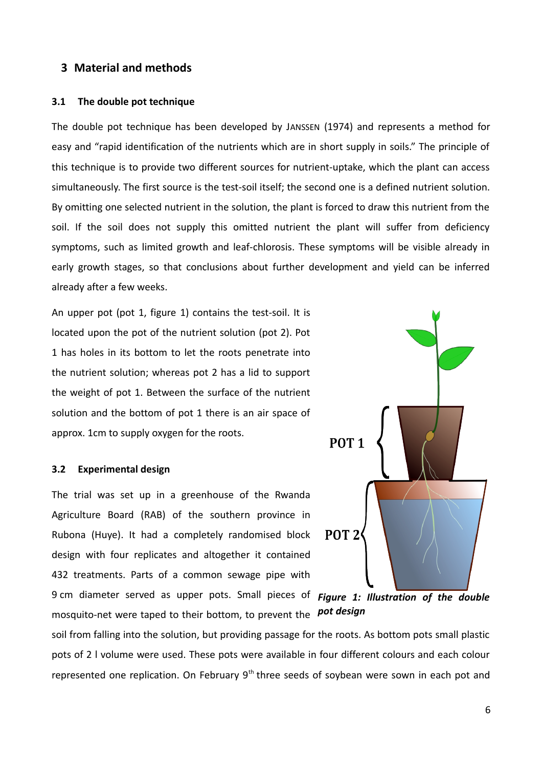## 3 Material and methods

### 3.1 The double pot technique

The double pot technique has been developed by JANSSEN (1974) and represents a method for easy and "rapid identification of the nutrients which are in short supply in soils." The principle of this technique is to provide two different sources for nutrient-uptake, which the plant can access simultaneously. The first source is the test-soil itself; the second one is a defined nutrient solution. By omitting one selected nutrient in the solution, the plant is forced to draw this nutrient from the soil. If the soil does not supply this omitted nutrient the plant will suffer from deficiency symptoms, such as limited growth and leaf-chlorosis. These symptoms will be visible already in early growth stages, so that conclusions about further development and yield can be inferred already after a few weeks.

An upper pot (pot 1, figure 1) contains the test-soil. It is located upon the pot of the nutrient solution (pot 2). Pot 1 has holes in its bottom to let the roots penetrate into the nutrient solution; whereas pot 2 has a lid to support the weight of pot 1. Between the surface of the nutrient solution and the bottom of pot 1 there is an air space of approx. 1cm to supply oxygen for the roots.

POT 1

POT 2

***Figure 1: Illustration of the double pot design***

### 3.2 Experimental design

The trial was set up in a greenhouse of the Rwanda Agriculture Board (RAB) of the southern province in Rubona (Huye). It had a completely randomised block design with four replicates and altogether it contained 432 treatments. Parts of a common sewage pipe with 9 cm diameter served as upper pots. Small pieces of mosquito-net were taped to their bottom, to prevent the soil from falling into the solution, but providing passage for the roots. As bottom pots small plastic pots of 2 l volume were used. These pots were available in four different colours and each colour represented one replication. On February 9th three seeds of soybean were sown in each pot and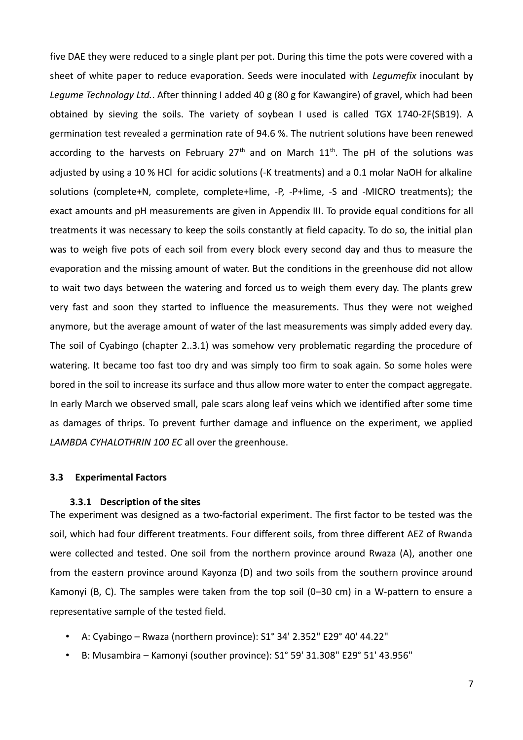five DAE they were reduced to a single plant per pot. During this time the pots were covered with a sheet of white paper to reduce evaporation. Seeds were inoculated with *Legumefix* inoculant by *Legume Technology Ltd.*. After thinning I added 40 g (80 g for Kawangire) of gravel, which had been obtained by sieving the soils. The variety of soybean I used is called TGX 1740-2F(SB19). A germination test revealed a germination rate of 94.6 %. The nutrient solutions have been renewed according to the harvests on February 27th and on March 11th. The pH of the solutions was adjusted by using a 10 % HCl for acidic solutions (-K treatments) and a 0.1 molar NaOH for alkaline solutions (complete+N, complete, complete+lime, -P, -P+lime, -S and -MICRO treatments); the exact amounts and pH measurements are given in Appendix III. To provide equal conditions for all treatments it was necessary to keep the soils constantly at field capacity. To do so, the initial plan was to weigh five pots of each soil from every block every second day and thus to measure the evaporation and the missing amount of water. But the conditions in the greenhouse did not allow to wait two days between the watering and forced us to weigh them every day. The plants grew very fast and soon they started to influence the measurements. Thus they were not weighed anymore, but the average amount of water of the last measurements was simply added every day. The soil of Cyabingo (chapter 2..3.1) was somehow very problematic regarding the procedure of watering. It became too fast too dry and was simply too firm to soak again. So some holes were bored in the soil to increase its surface and thus allow more water to enter the compact aggregate. In early March we observed small, pale scars along leaf veins which we identified after some time as damages of thrips. To prevent further damage and influence on the experiment, we applied *LAMBDA CYHALOTHRIN 100 EC* all over the greenhouse.

## 3.3 Experimental Factors

### 3.3.1 Description of the sites

The experiment was designed as a two-factorial experiment. The first factor to be tested was the soil, which had four different treatments. Four different soils, from three different AEZ of Rwanda were collected and tested. One soil from the northern province around Rwaza (A), another one from the eastern province around Kayonza (D) and two soils from the southern province around Kamonyi (B, C). The samples were taken from the top soil (0–30 cm) in a W-pattern to ensure a representative sample of the tested field.

- A: Cyabingo – Rwaza (northern province): S1° 34' 2.352" E29° 40' 44.22"
- B: Musambira – Kamonyi (souther province): S1° 59' 31.308" E29° 51' 43.956"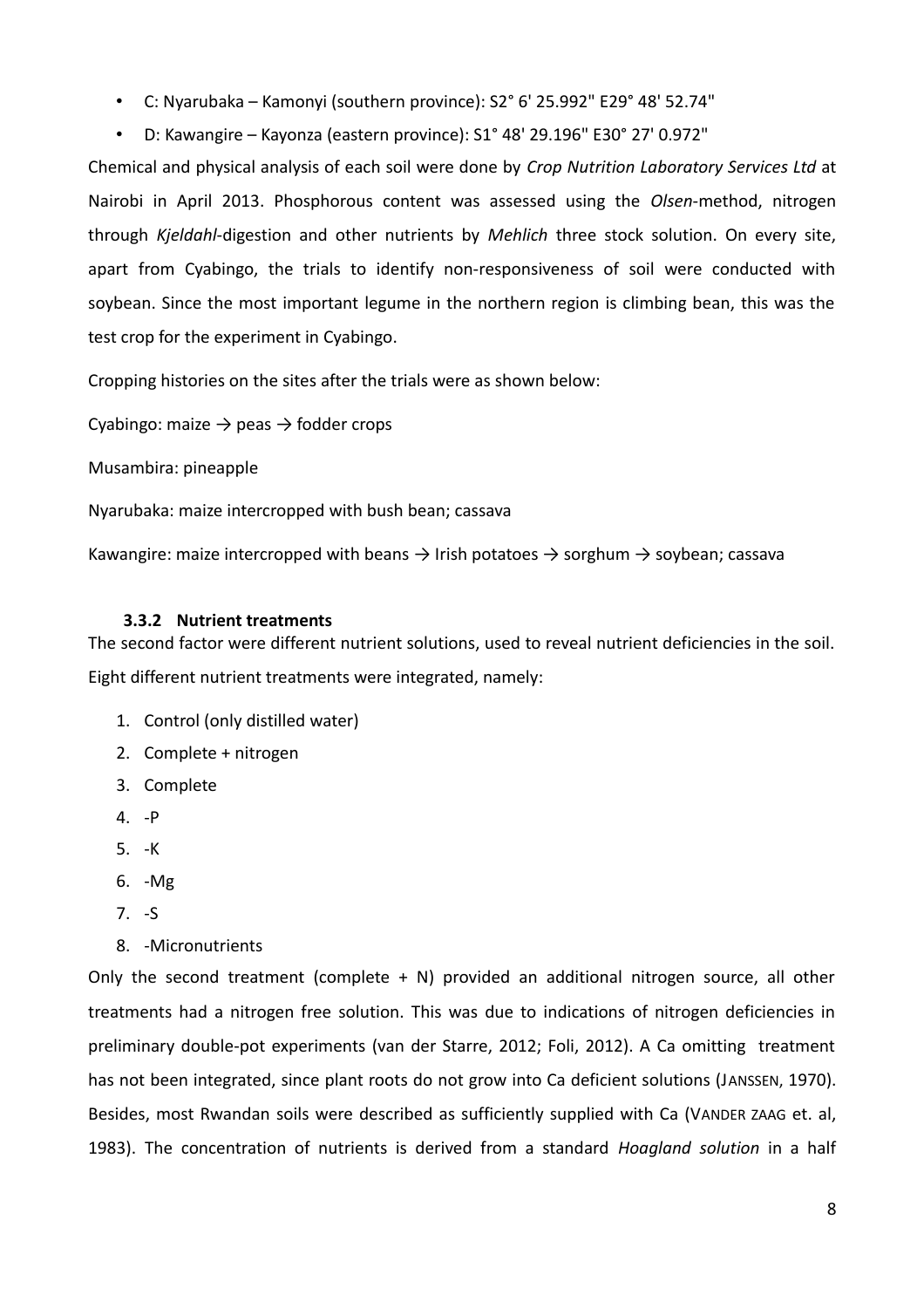- C: Nyarubaka – Kamonyi (southern province): S2° 6' 25.992" E29° 48' 52.74"
- D: Kawangire – Kayonza (eastern province): S1° 48' 29.196" E30° 27' 0.972"

Chemical and physical analysis of each soil were done by *Crop Nutrition Laboratory Services Ltd* at Nairobi in April 2013. Phosphorous content was assessed using the *Olsen*-method, nitrogen through *Kjeldahl*-digestion and other nutrients by *Mehlich* three stock solution. On every site, apart from Cyabingo, the trials to identify non-responsiveness of soil were conducted with soybean. Since the most important legume in the northern region is climbing bean, this was the test crop for the experiment in Cyabingo.

Cropping histories on the sites after the trials were as shown below:

Cyabingo: maize → peas → fodder crops

Musambira: pineapple

Nyarubaka: maize intercropped with bush bean; cassava

Kawangire: maize intercropped with beans → Irish potatoes → sorghum → soybean; cassava

### 3.3.2 Nutrient treatments

The second factor were different nutrient solutions, used to reveal nutrient deficiencies in the soil. Eight different nutrient treatments were integrated, namely:

1. Control (only distilled water)
2. Complete + nitrogen
3. Complete
4. -P
5. -K
6. -Mg
7. -S
8. -Micronutrients

Only the second treatment (complete + N) provided an additional nitrogen source, all other treatments had a nitrogen free solution. This was due to indications of nitrogen deficiencies in preliminary double-pot experiments (van der Starre, 2012; Foli, 2012). A Ca omitting treatment has not been integrated, since plant roots do not grow into Ca deficient solutions (JANSSEN, 1970). Besides, most Rwandan soils were described as sufficiently supplied with Ca (VANDER ZAAG et. al, 1983). The concentration of nutrients is derived from a standard *Hoagland solution* in a half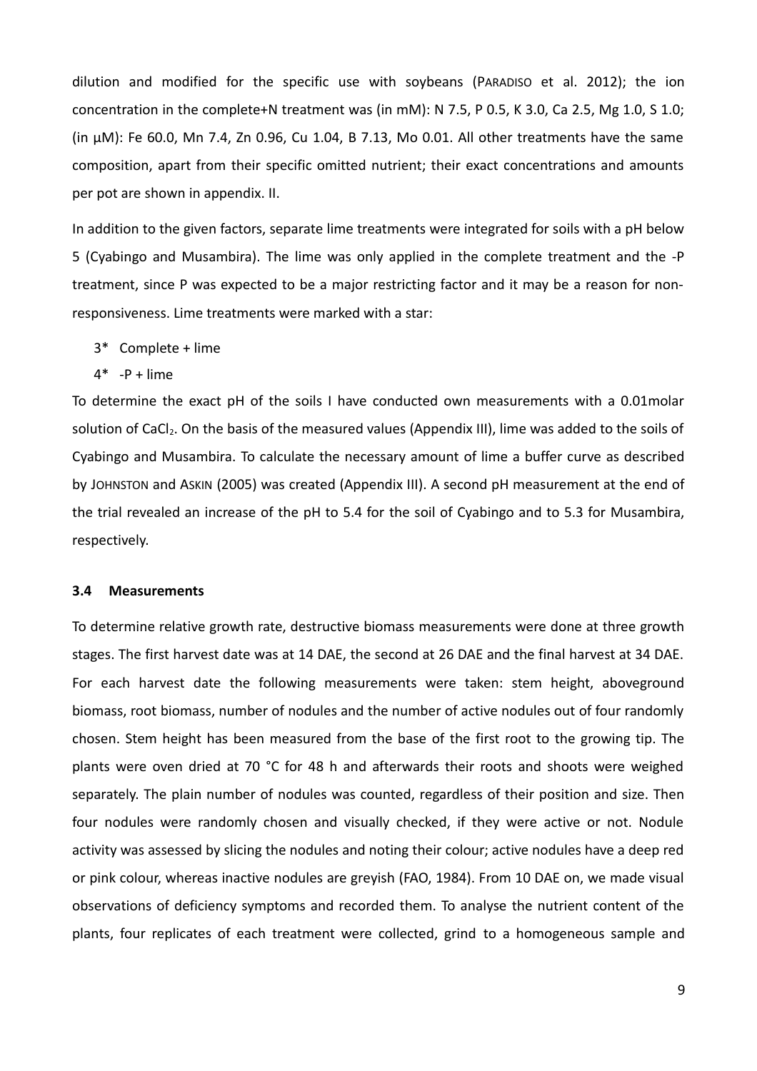dilution and modified for the specific use with soybeans (PARADISO et al. 2012); the ion concentration in the complete+N treatment was (in mM): N 7.5, P 0.5, K 3.0, Ca 2.5, Mg 1.0, S 1.0; (in µM): Fe 60.0, Mn 7.4, Zn 0.96, Cu 1.04, B 7.13, Mo 0.01. All other treatments have the same composition, apart from their specific omitted nutrient; their exact concentrations and amounts per pot are shown in appendix. II.

In addition to the given factors, separate lime treatments were integrated for soils with a pH below 5 (Cyabingo and Musambira). The lime was only applied in the complete treatment and the -P treatment, since P was expected to be a major restricting factor and it may be a reason for non-responsiveness. Lime treatments were marked with a star:

- 3* Complete + lime
- 4* -P + lime

To determine the exact pH of the soils I have conducted own measurements with a 0.01molar solution of $CaCl_2$. On the basis of the measured values (Appendix III), lime was added to the soils of Cyabingo and Musambira. To calculate the necessary amount of lime a buffer curve as described by JOHNSTON and ASKIN (2005) was created (Appendix III). A second pH measurement at the end of the trial revealed an increase of the pH to 5.4 for the soil of Cyabingo and to 5.3 for Musambira, respectively.

### 3.4 Measurements

To determine relative growth rate, destructive biomass measurements were done at three growth stages. The first harvest date was at 14 DAE, the second at 26 DAE and the final harvest at 34 DAE. For each harvest date the following measurements were taken: stem height, aboveground biomass, root biomass, number of nodules and the number of active nodules out of four randomly chosen. Stem height has been measured from the base of the first root to the growing tip. The plants were oven dried at 70 °C for 48 h and afterwards their roots and shoots were weighed separately. The plain number of nodules was counted, regardless of their position and size. Then four nodules were randomly chosen and visually checked, if they were active or not. Nodule activity was assessed by slicing the nodules and noting their colour; active nodules have a deep red or pink colour, whereas inactive nodules are greyish (FAO, 1984). From 10 DAE on, we made visual observations of deficiency symptoms and recorded them. To analyse the nutrient content of the plants, four replicates of each treatment were collected, grind to a homogeneous sample and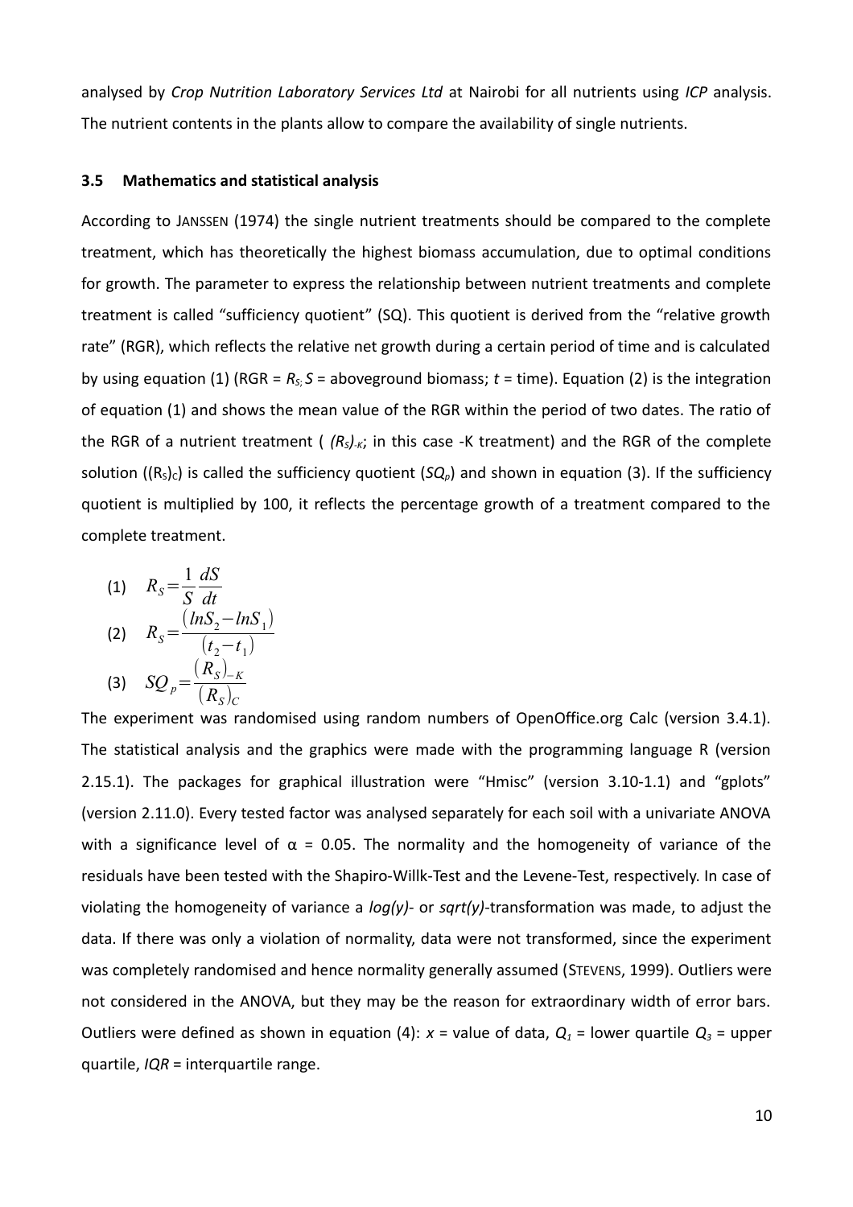analysed by *Crop Nutrition Laboratory Services Ltd* at Nairobi for all nutrients using *ICP* analysis. The nutrient contents in the plants allow to compare the availability of single nutrients.

### 3.5 Mathematics and statistical analysis

According to JANSSEN (1974) the single nutrient treatments should be compared to the complete treatment, which has theoretically the highest biomass accumulation, due to optimal conditions for growth. The parameter to express the relationship between nutrient treatments and complete treatment is called "sufficiency quotient" (SQ). This quotient is derived from the "relative growth rate" (RGR), which reflects the relative net growth during a certain period of time and is calculated by using equation (1) (RGR = $R_S$; $S$ = aboveground biomass; $t$ = time). Equation (2) is the integration of equation (1) and shows the mean value of the RGR within the period of two dates. The ratio of the RGR of a nutrient treatment ( $(R_S)_{-K}$; in this case -K treatment) and the RGR of the complete solution ($(R_S)_C$) is called the sufficiency quotient ($SQ_p$) and shown in equation (3). If the sufficiency quotient is multiplied by 100, it reflects the percentage growth of a treatment compared to the complete treatment.

(1) $$R_S = \frac{1}{S}\frac{dS}{dt}$$

(2) $$R_S = \frac{(lnS_2 - lnS_1)}{(t_2 - t_1)}$$

(3) $$SQ_p = \frac{(R_S)_{-K}}{(R_S)_C}$$

The experiment was randomised using random numbers of OpenOffice.org Calc (version 3.4.1). The statistical analysis and the graphics were made with the programming language R (version 2.15.1). The packages for graphical illustration were "Hmisc" (version 3.10-1.1) and "gplots" (version 2.11.0). Every tested factor was analysed separately for each soil with a univariate ANOVA with a significance level of $\alpha = 0.05$. The normality and the homogeneity of variance of the residuals have been tested with the Shapiro-Willk-Test and the Levene-Test, respectively. In case of violating the homogeneity of variance a *log(y)*- or *sqrt(y)*-transformation was made, to adjust the data. If there was only a violation of normality, data were not transformed, since the experiment was completely randomised and hence normality generally assumed (STEVENS, 1999). Outliers were not considered in the ANOVA, but they may be the reason for extraordinary width of error bars. Outliers were defined as shown in equation (4): $x$ = value of data, $Q_1$ = lower quartile $Q_3$ = upper quartile, $IQR$ = interquartile range.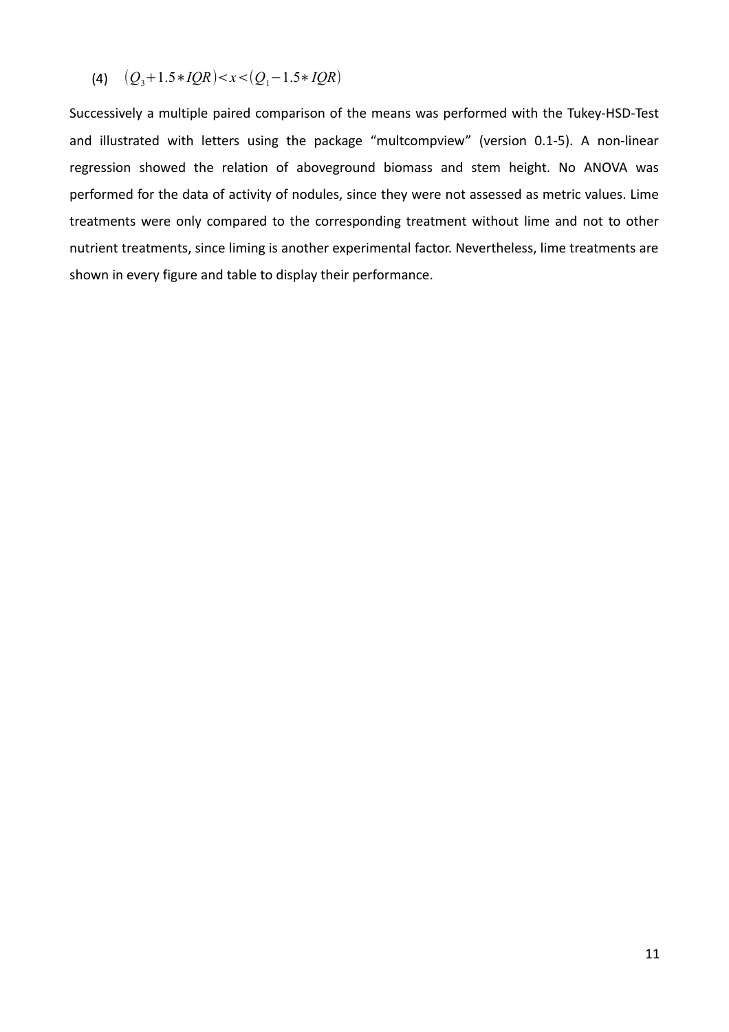(4) $(Q_3 + 1.5 * IQR) < x < (Q_1 - 1.5 * IQR)$

Successively a multiple paired comparison of the means was performed with the Tukey-HSD-Test and illustrated with letters using the package "multcompview" (version 0.1-5). A non-linear regression showed the relation of aboveground biomass and stem height. No ANOVA was performed for the data of activity of nodules, since they were not assessed as metric values. Lime treatments were only compared to the corresponding treatment without lime and not to other nutrient treatments, since liming is another experimental factor. Nevertheless, lime treatments are shown in every figure and table to display their performance.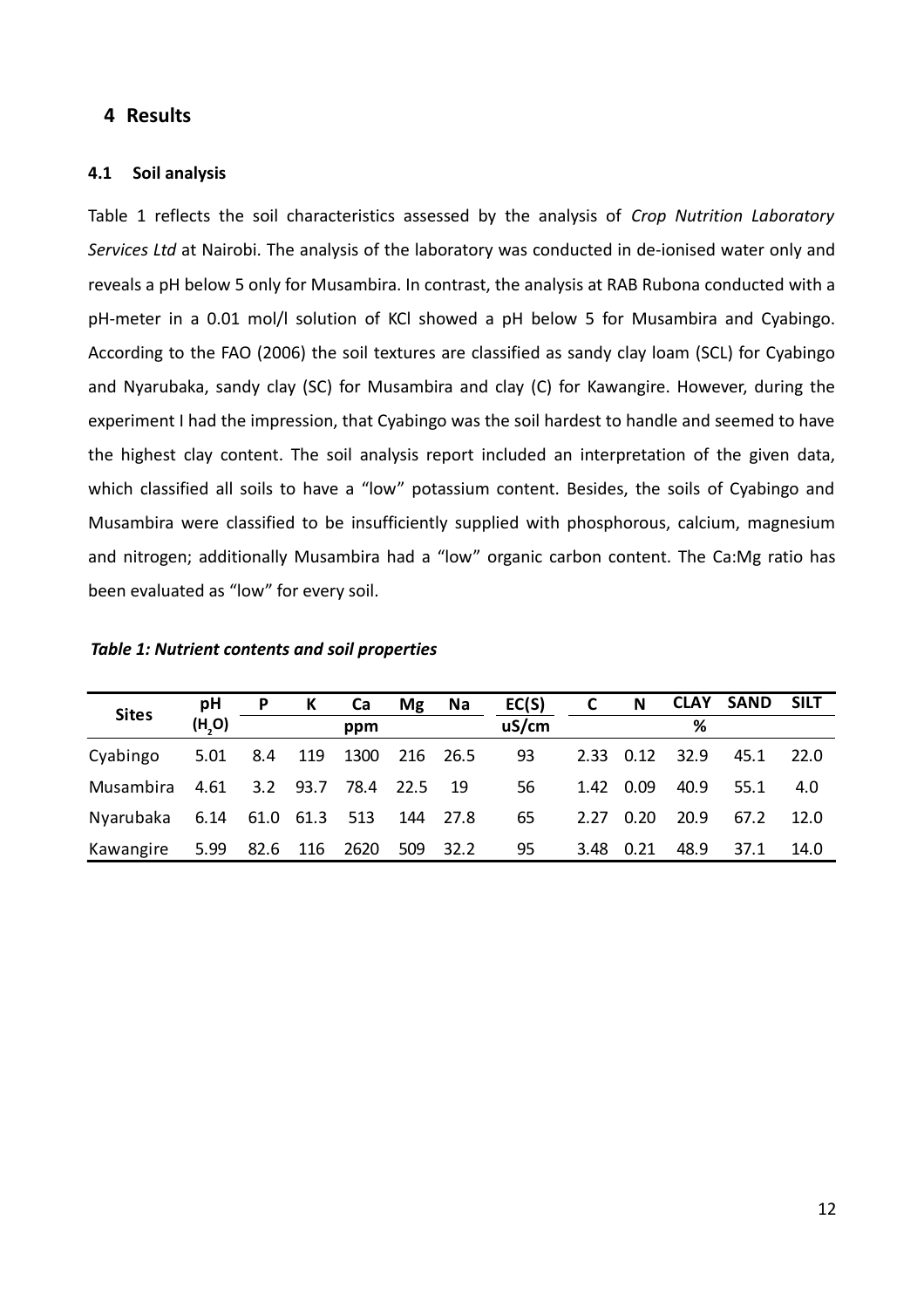# 4 Results

## 4.1 Soil analysis

Table 1 reflects the soil characteristics assessed by the analysis of *Crop Nutrition Laboratory Services Ltd* at Nairobi. The analysis of the laboratory was conducted in de-ionised water only and reveals a pH below 5 only for Musambira. In contrast, the analysis at RAB Rubona conducted with a pH-meter in a 0.01 mol/l solution of KCl showed a pH below 5 for Musambira and Cyabingo. According to the FAO (2006) the soil textures are classified as sandy clay loam (SCL) for Cyabingo and Nyarubaka, sandy clay (SC) for Musambira and clay (C) for Kawangire. However, during the experiment I had the impression, that Cyabingo was the soil hardest to handle and seemed to have the highest clay content. The soil analysis report included an interpretation of the given data, which classified all soils to have a "low" potassium content. Besides, the soils of Cyabingo and Musambira were classified to be insufficiently supplied with phosphorous, calcium, magnesium and nitrogen; additionally Musambira had a "low" organic carbon content. The Ca:Mg ratio has been evaluated as "low" for every soil.

***Table 1: Nutrient contents and soil properties***

| Sites | pH | P | K | Ca | Mg | Na | EC(S) | C | N | CLAY | SAND | SILT |
|---|---|---|---|---|---|---|---|---|---|---|---|---|
| | ($H_2O$) | | | ppm | | | uS/cm | | | % | | |
| Cyabingo | 5.01 | 8.4 | 119 | 1300 | 216 | 26.5 | 93 | 2.33 | 0.12 | 32.9 | 45.1 | 22.0 |
| Musambira | 4.61 | 3.2 | 93.7 | 78.4 | 22.5 | 19 | 56 | 1.42 | 0.09 | 40.9 | 55.1 | 4.0 |
| Nyarubaka | 6.14 | 61.0 | 61.3 | 513 | 144 | 27.8 | 65 | 2.27 | 0.20 | 20.9 | 67.2 | 12.0 |
| Kawangire | 5.99 | 82.6 | 116 | 2620 | 509 | 32.2 | 95 | 3.48 | 0.21 | 48.9 | 37.1 | 14.0 |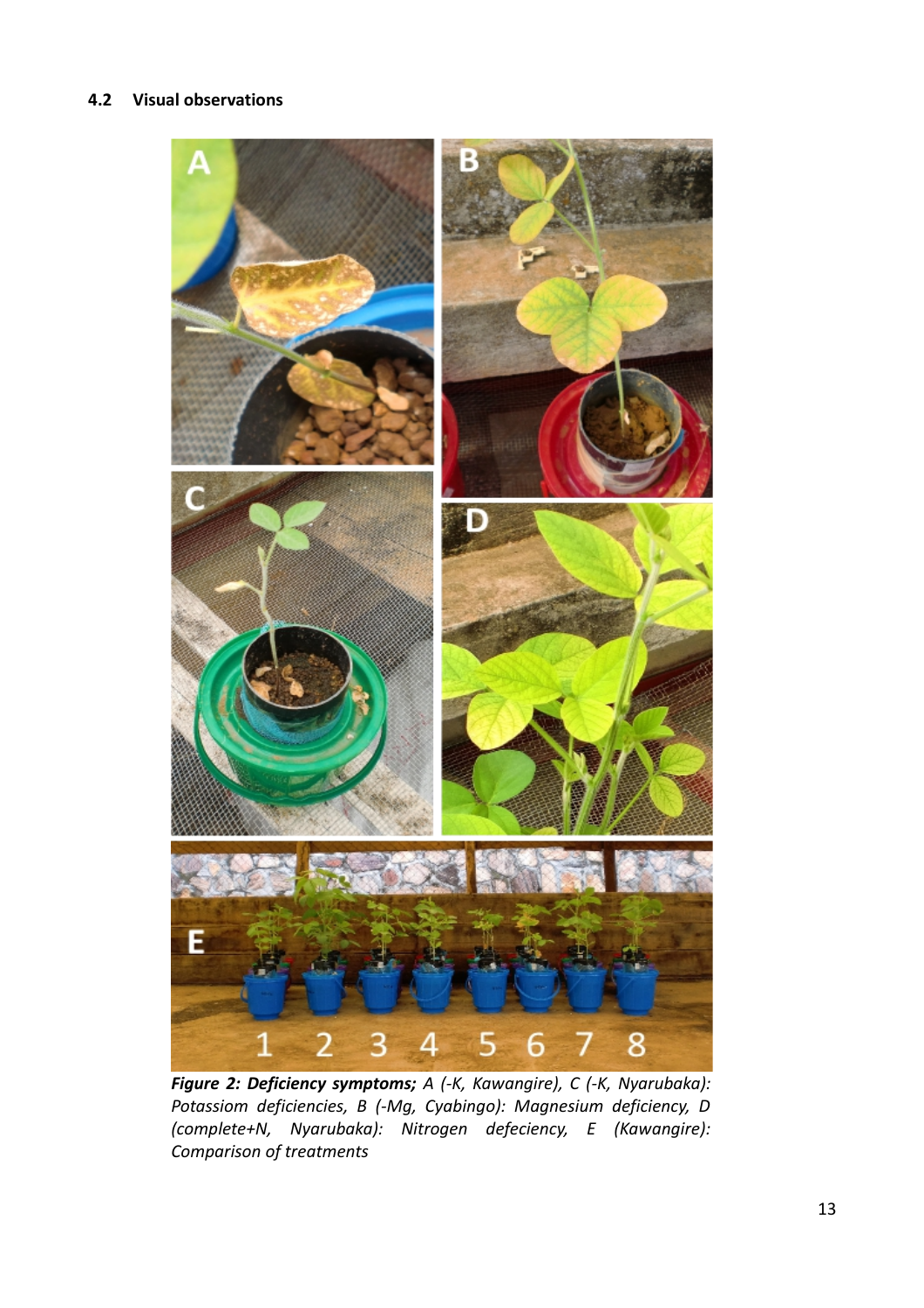## 4.2 Visual observations

***Figure 2: Deficiency symptoms;*** *A (-K, Kawangire), C (-K, Nyarubaka): Potassiom deficiencies, B (-Mg, Cyabingo): Magnesium deficiency, D (complete+N, Nyarubaka): Nitrogen defeciency, E (Kawangire): Comparison of treatments*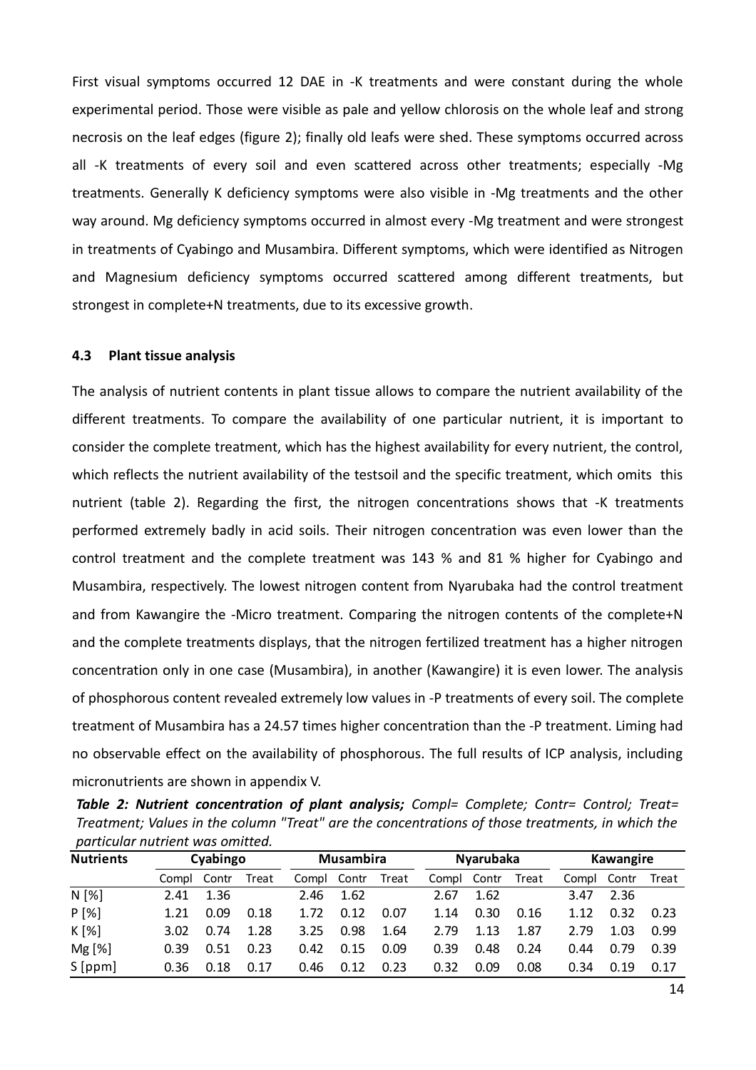First visual symptoms occurred 12 DAE in -K treatments and were constant during the whole experimental period. Those were visible as pale and yellow chlorosis on the whole leaf and strong necrosis on the leaf edges (figure 2); finally old leafs were shed. These symptoms occurred across all -K treatments of every soil and even scattered across other treatments; especially -Mg treatments. Generally K deficiency symptoms were also visible in -Mg treatments and the other way around. Mg deficiency symptoms occurred in almost every -Mg treatment and were strongest in treatments of Cyabingo and Musambira. Different symptoms, which were identified as Nitrogen and Magnesium deficiency symptoms occurred scattered among different treatments, but strongest in complete+N treatments, due to its excessive growth.

### 4.3 Plant tissue analysis

The analysis of nutrient contents in plant tissue allows to compare the nutrient availability of the different treatments. To compare the availability of one particular nutrient, it is important to consider the complete treatment, which has the highest availability for every nutrient, the control, which reflects the nutrient availability of the testsoil and the specific treatment, which omits this nutrient (table 2). Regarding the first, the nitrogen concentrations shows that -K treatments performed extremely badly in acid soils. Their nitrogen concentration was even lower than the control treatment and the complete treatment was 143 % and 81 % higher for Cyabingo and Musambira, respectively. The lowest nitrogen content from Nyarubaka had the control treatment and from Kawangire the -Micro treatment. Comparing the nitrogen contents of the complete+N and the complete treatments displays, that the nitrogen fertilized treatment has a higher nitrogen concentration only in one case (Musambira), in another (Kawangire) it is even lower. The analysis of phosphorous content revealed extremely low values in -P treatments of every soil. The complete treatment of Musambira has a 24.57 times higher concentration than the -P treatment. Liming had no observable effect on the availability of phosphorous. The full results of ICP analysis, including micronutrients are shown in appendix V.

***Table 2: Nutrient concentration of plant analysis;*** *Compl= Complete; Contr= Control; Treat= Treatment; Values in the column "Treat" are the concentrations of those treatments, in which the particular nutrient was omitted.*

| Nutrients | Cyabingo | | | Musambira | | | Nyarubaka | | | Kawangire | | |
|---|---|---|---|---|---|---|---|---|---|---|---|---|
| | Compl | Contr | Treat | Compl | Contr | Treat | Compl | Contr | Treat | Compl | Contr | Treat |
| N [%] | 2.41 | 1.36 | | 2.46 | 1.62 | | 2.67 | 1.62 | | 3.47 | 2.36 | |
| P [%] | 1.21 | 0.09 | 0.18 | 1.72 | 0.12 | 0.07 | 1.14 | 0.30 | 0.16 | 1.12 | 0.32 | 0.23 |
| K [%] | 3.02 | 0.74 | 1.28 | 3.25 | 0.98 | 1.64 | 2.79 | 1.13 | 1.87 | 2.79 | 1.03 | 0.99 |
| Mg [%] | 0.39 | 0.51 | 0.23 | 0.42 | 0.15 | 0.09 | 0.39 | 0.48 | 0.24 | 0.44 | 0.79 | 0.39 |
| S [ppm] | 0.36 | 0.18 | 0.17 | 0.46 | 0.12 | 0.23 | 0.32 | 0.09 | 0.08 | 0.34 | 0.19 | 0.17 |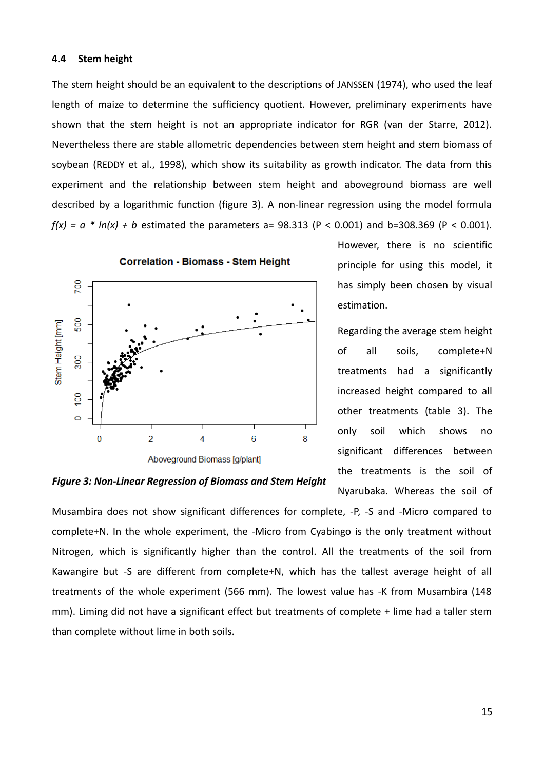### 4.4 Stem height

The stem height should be an equivalent to the descriptions of JANSSEN (1974), who used the leaf length of maize to determine the sufficiency quotient. However, preliminary experiments have shown that the stem height is not an appropriate indicator for RGR (van der Starre, 2012). Nevertheless there are stable allometric dependencies between stem height and stem biomass of soybean (REDDY et al., 1998), which show its suitability as growth indicator. The data from this experiment and the relationship between stem height and aboveground biomass are well described by a logarithmic function (figure 3). A non-linear regression using the model formula $f(x) = a * ln(x) + b$ estimated the parameters a= 98.313 ($P < 0.001$) and b=308.369 ($P < 0.001$). However, there is no scientific principle for using this model, it has simply been chosen by visual estimation.

*Figure 3: Non-Linear Regression of Biomass and Stem Height*

Regarding the average stem height of all soils, complete+N treatments had a significantly increased height compared to all other treatments (table 3). The only soil which shows no significant differences between the treatments is the soil of Nyarubaka. Whereas the soil of Musambira does not show significant differences for complete, -P, -S and -Micro compared to complete+N. In the whole experiment, the -Micro from Cyabingo is the only treatment without Nitrogen, which is significantly higher than the control. All the treatments of the soil from Kawangire but -S are different from complete+N, which has the tallest average height of all treatments of the whole experiment (566 mm). The lowest value has -K from Musambira (148 mm). Liming did not have a significant effect but treatments of complete + lime had a taller stem than complete without lime in both soils.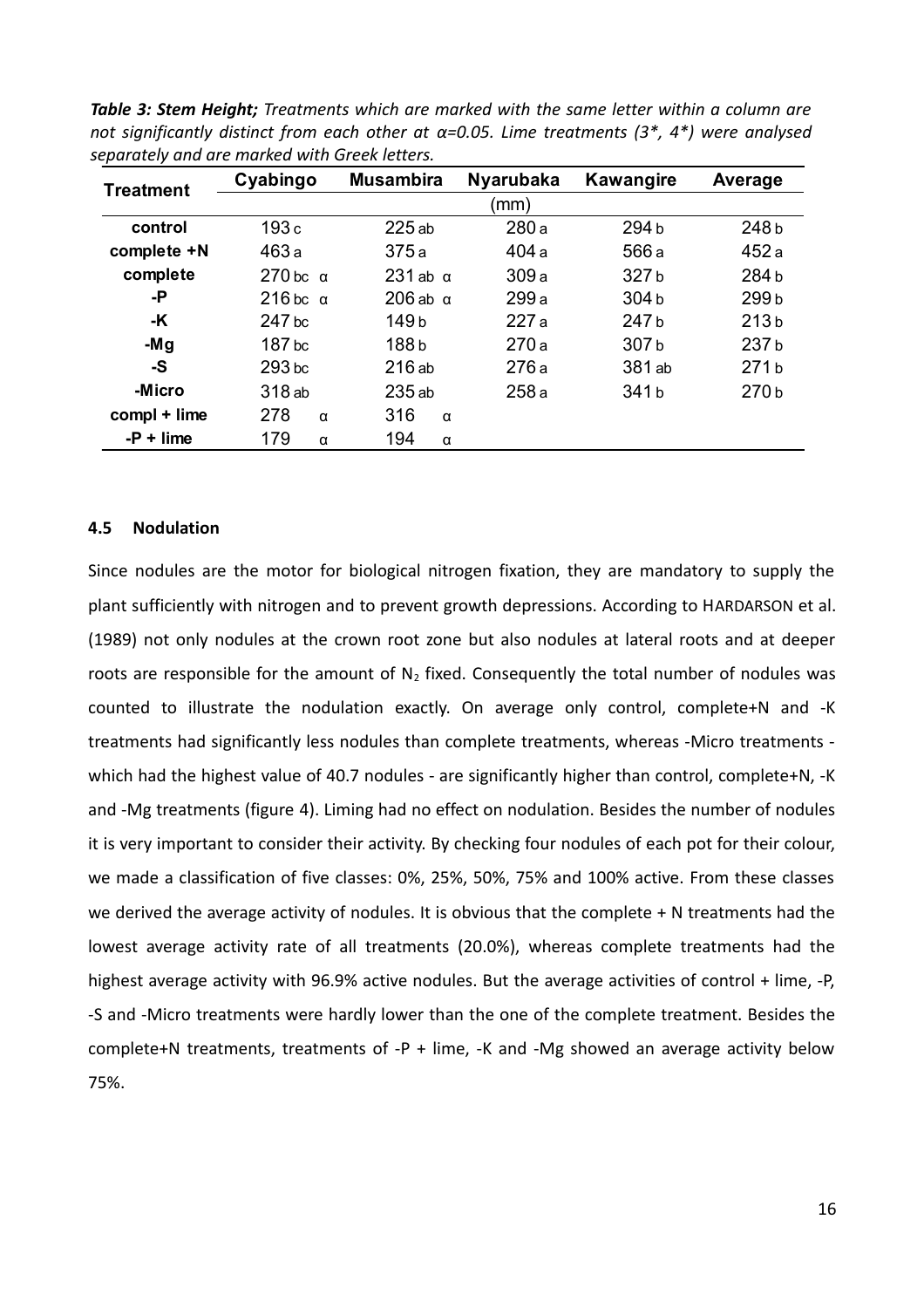***Table 3: Stem Height;*** *Treatments which are marked with the same letter within a column are not significantly distinct from each other at α=0.05. Lime treatments (3*, 4*) were analysed separately and are marked with Greek letters.*

| Treatment | Cyabingo | Musambira | Nyarubaka | Kawangire | Average |
|---|---|---|---|---|---|
| | | | (mm) | | |
| control | 193 c | 225 ab | 280 a | 294 b | 248 b |
| complete +N | 463 a | 375 a | 404 a | 566 a | 452 a |
| complete | 270 bc α | 231 ab α | 309 a | 327 b | 284 b |
| -P | 216 bc α | 206 ab α | 299 a | 304 b | 299 b |
| -K | 247 bc | 149 b | 227 a | 247 b | 213 b |
| -Mg | 187 bc | 188 b | 270 a | 307 b | 237 b |
| -S | 293 bc | 216 ab | 276 a | 381 ab | 271 b |
| -Micro | 318 ab | 235 ab | 258 a | 341 b | 270 b |
| compl + lime | 278 α | 316 α | | | |
| -P + lime | 179 α | 194 α | | | |

### 4.5 Nodulation

Since nodules are the motor for biological nitrogen fixation, they are mandatory to supply the plant sufficiently with nitrogen and to prevent growth depressions. According to HARDARSON et al. (1989) not only nodules at the crown root zone but also nodules at lateral roots and at deeper roots are responsible for the amount of $N_2$ fixed. Consequently the total number of nodules was counted to illustrate the nodulation exactly. On average only control, complete+N and -K treatments had significantly less nodules than complete treatments, whereas -Micro treatments - which had the highest value of 40.7 nodules - are significantly higher than control, complete+N, -K and -Mg treatments (figure 4). Liming had no effect on nodulation. Besides the number of nodules it is very important to consider their activity. By checking four nodules of each pot for their colour, we made a classification of five classes: 0%, 25%, 50%, 75% and 100% active. From these classes we derived the average activity of nodules. It is obvious that the complete + N treatments had the lowest average activity rate of all treatments (20.0%), whereas complete treatments had the highest average activity with 96.9% active nodules. But the average activities of control + lime, -P, -S and -Micro treatments were hardly lower than the one of the complete treatment. Besides the complete+N treatments, treatments of -P + lime, -K and -Mg showed an average activity below 75%.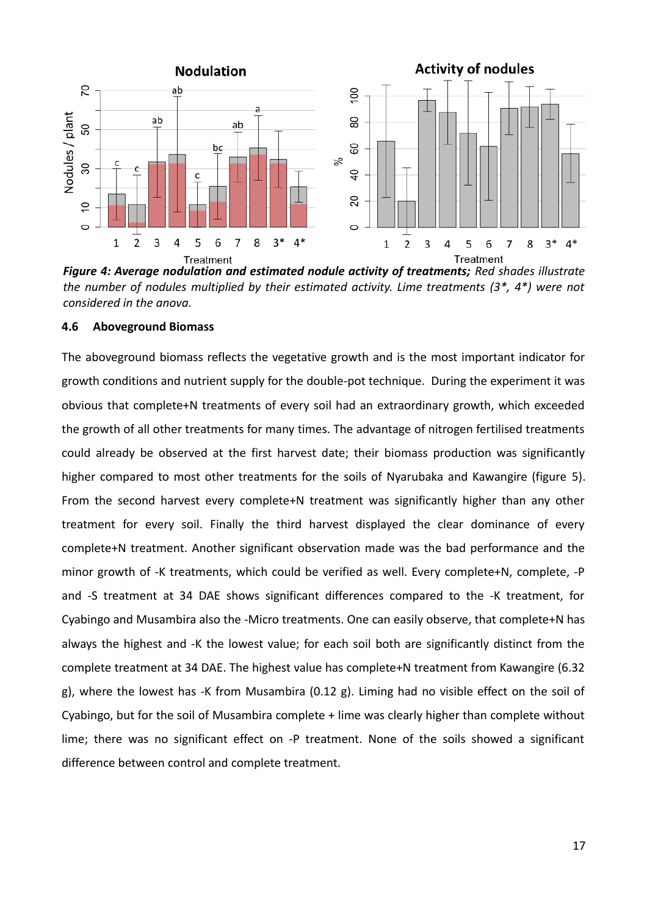**Figure 4: Average nodulation and estimated nodule activity of treatments;** *Red shades illustrate the number of nodules multiplied by their estimated activity. Lime treatments (3*, 4*) were not considered in the anova.*

### 4.6 Aboveground Biomass

The aboveground biomass reflects the vegetative growth and is the most important indicator for growth conditions and nutrient supply for the double-pot technique. During the experiment it was obvious that complete+N treatments of every soil had an extraordinary growth, which exceeded the growth of all other treatments for many times. The advantage of nitrogen fertilised treatments could already be observed at the first harvest date; their biomass production was significantly higher compared to most other treatments for the soils of Nyarubaka and Kawangire (figure 5). From the second harvest every complete+N treatment was significantly higher than any other treatment for every soil. Finally the third harvest displayed the clear dominance of every complete+N treatment. Another significant observation made was the bad performance and the minor growth of -K treatments, which could be verified as well. Every complete+N, complete, -P and -S treatment at 34 DAE shows significant differences compared to the -K treatment, for Cyabingo and Musambira also the -Micro treatments. One can easily observe, that complete+N has always the highest and -K the lowest value; for each soil both are significantly distinct from the complete treatment at 34 DAE. The highest value has complete+N treatment from Kawangire (6.32 g), where the lowest has -K from Musambira (0.12 g). Liming had no visible effect on the soil of Cyabingo, but for the soil of Musambira complete + lime was clearly higher than complete without lime; there was no significant effect on -P treatment. None of the soils showed a significant difference between control and complete treatment.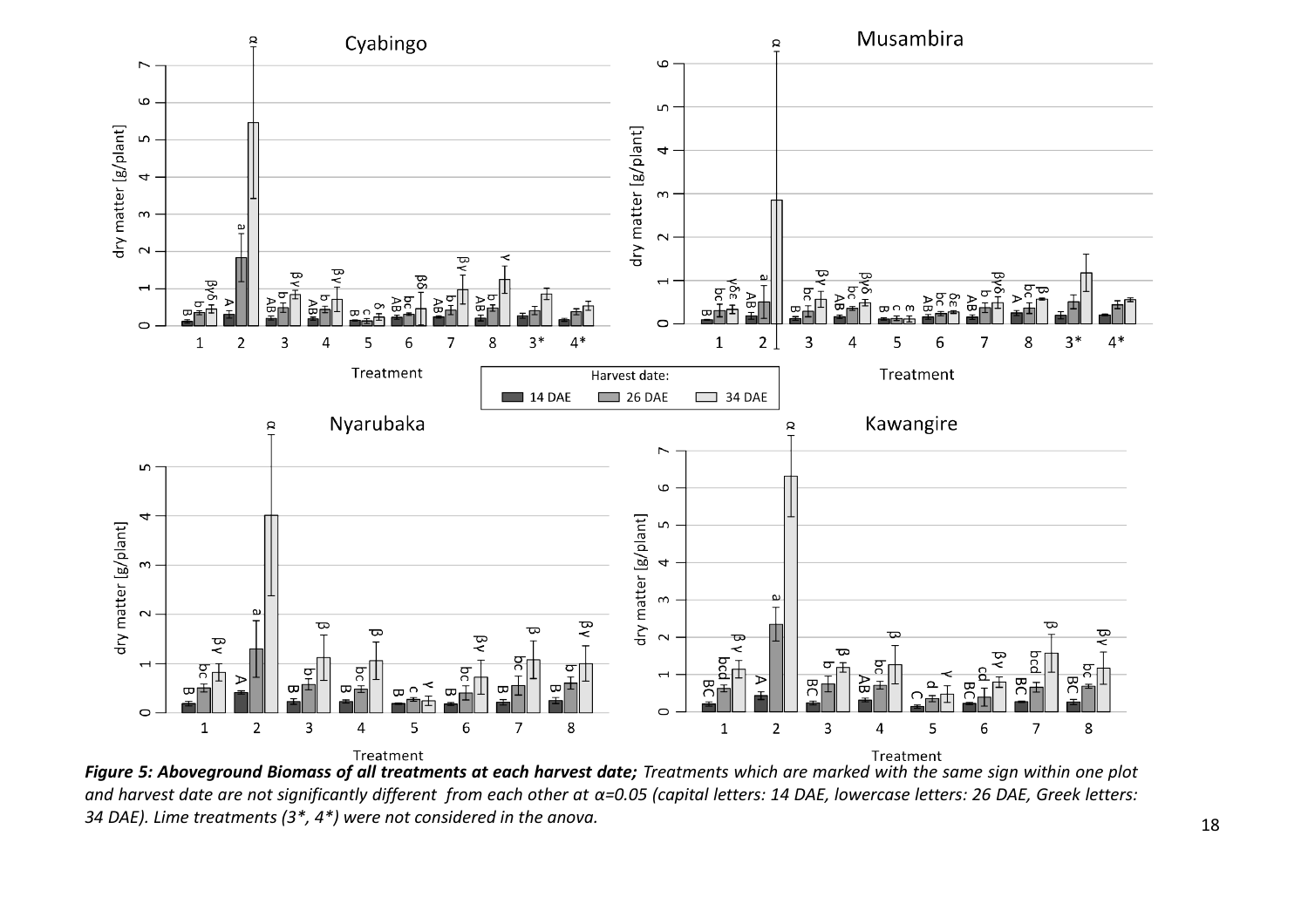***Figure 5: Aboveground Biomass of all treatments at each harvest date;*** *Treatments which are marked with the same sign within one plot and harvest date are not significantly different from each other at α=0.05 (capital letters: 14 DAE, lowercase letters: 26 DAE, Greek letters: 34 DAE). Lime treatments (3\*, 4\*) were not considered in the anova.*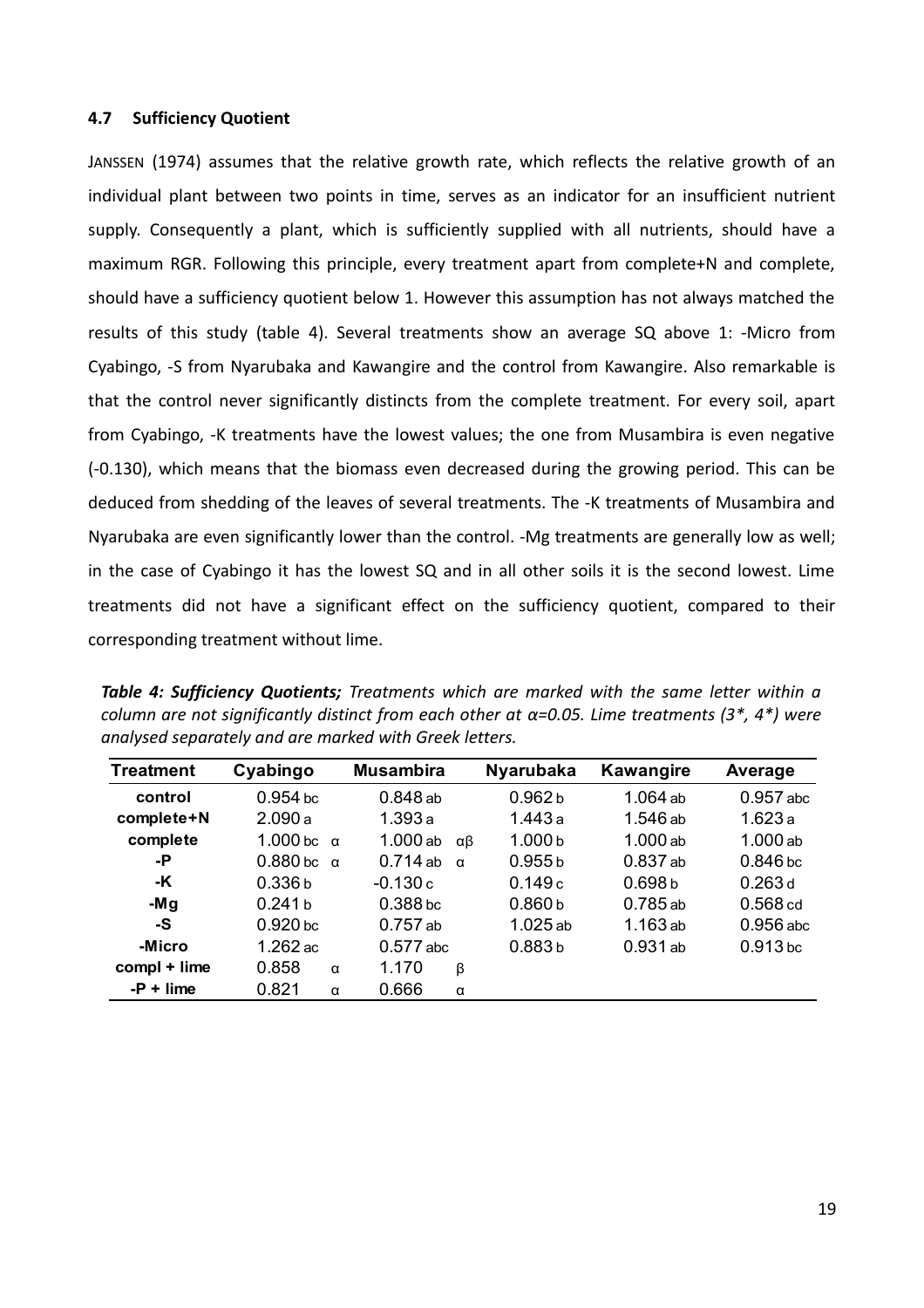### 4.7 Sufficiency Quotient

JANSSEN (1974) assumes that the relative growth rate, which reflects the relative growth of an individual plant between two points in time, serves as an indicator for an insufficient nutrient supply. Consequently a plant, which is sufficiently supplied with all nutrients, should have a maximum RGR. Following this principle, every treatment apart from complete+N and complete, should have a sufficiency quotient below 1. However this assumption has not always matched the results of this study (table 4). Several treatments show an average SQ above 1: -Micro from Cyabingo, -S from Nyarubaka and Kawangire and the control from Kawangire. Also remarkable is that the control never significantly distincts from the complete treatment. For every soil, apart from Cyabingo, -K treatments have the lowest values; the one from Musambira is even negative (-0.130), which means that the biomass even decreased during the growing period. This can be deduced from shedding of the leaves of several treatments. The -K treatments of Musambira and Nyarubaka are even significantly lower than the control. -Mg treatments are generally low as well; in the case of Cyabingo it has the lowest SQ and in all other soils it is the second lowest. Lime treatments did not have a significant effect on the sufficiency quotient, compared to their corresponding treatment without lime.

***Table 4: Sufficiency Quotients;*** *Treatments which are marked with the same letter within a column are not significantly distinct from each other at α=0.05. Lime treatments (3*, 4*) were analysed separately and are marked with Greek letters.*

| Treatment | Cyabingo | | Musambira | | Nyarubaka | Kawangire | Average |
|---|---|---|---|---|---|---|---|
| control | 0.954 bc | | 0.848 ab | | 0.962 b | 1.064 ab | 0.957 abc |
| complete+N | 2.090 a | | 1.393 a | | 1.443 a | 1.546 ab | 1.623 a |
| complete | 1.000 bc | α | 1.000 ab | αβ | 1.000 b | 1.000 ab | 1.000 ab |
| -P | 0.880 bc | α | 0.714 ab | α | 0.955 b | 0.837 ab | 0.846 bc |
| -K | 0.336 b | | -0.130 c | | 0.149 c | 0.698 b | 0.263 d |
| -Mg | 0.241 b | | 0.388 bc | | 0.860 b | 0.785 ab | 0.568 cd |
| -S | 0.920 bc | | 0.757 ab | | 1.025 ab | 1.163 ab | 0.956 abc |
| -Micro | 1.262 ac | | 0.577 abc | | 0.883 b | 0.931 ab | 0.913 bc |
| compl + lime | 0.858 | α | 1.170 | β | | | |
| -P + lime | 0.821 | α | 0.666 | α | | | |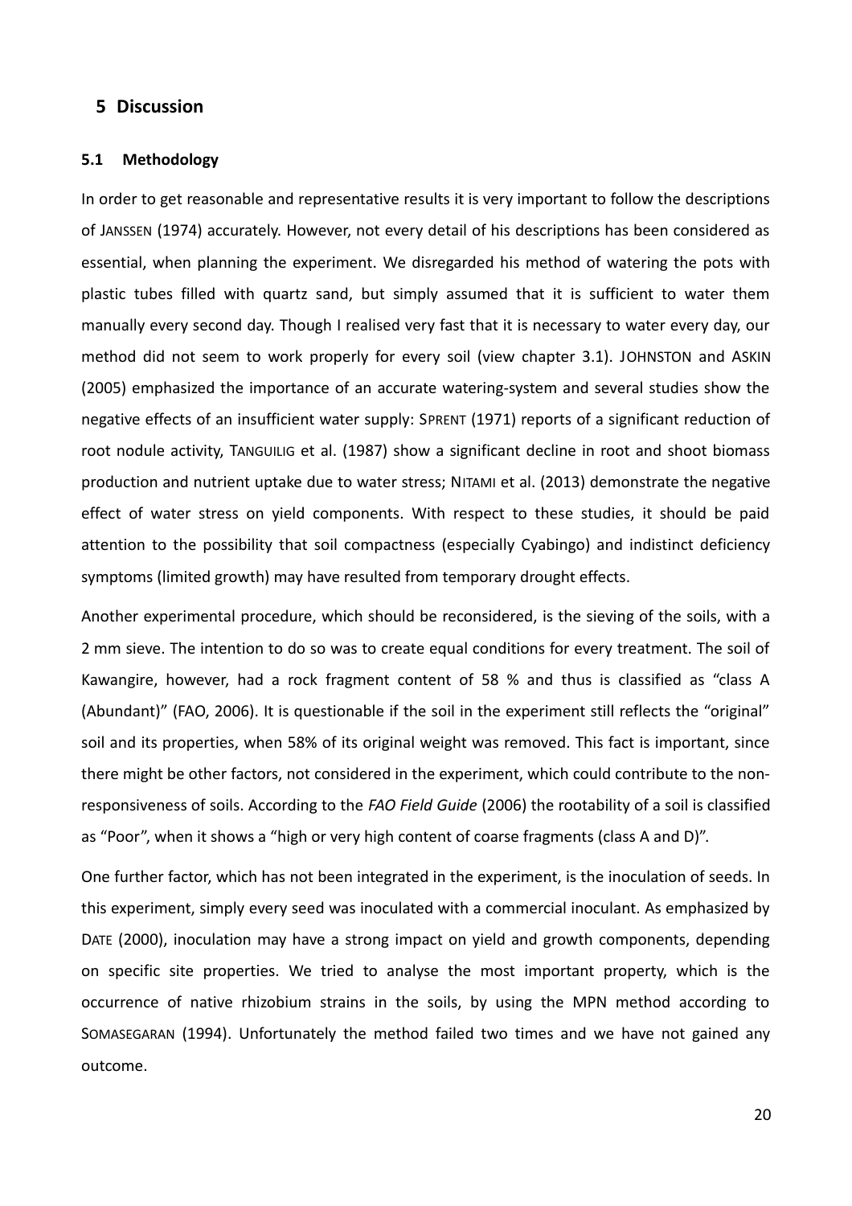# 5 Discussion

## 5.1 Methodology

In order to get reasonable and representative results it is very important to follow the descriptions of JANSSEN (1974) accurately. However, not every detail of his descriptions has been considered as essential, when planning the experiment. We disregarded his method of watering the pots with plastic tubes filled with quartz sand, but simply assumed that it is sufficient to water them manually every second day. Though I realised very fast that it is necessary to water every day, our method did not seem to work properly for every soil (view chapter 3.1). JOHNSTON and ASKIN (2005) emphasized the importance of an accurate watering-system and several studies show the negative effects of an insufficient water supply: SPRENT (1971) reports of a significant reduction of root nodule activity, TANGUILIG et al. (1987) show a significant decline in root and shoot biomass production and nutrient uptake due to water stress; NITAMI et al. (2013) demonstrate the negative effect of water stress on yield components. With respect to these studies, it should be paid attention to the possibility that soil compactness (especially Cyabingo) and indistinct deficiency symptoms (limited growth) may have resulted from temporary drought effects.

Another experimental procedure, which should be reconsidered, is the sieving of the soils, with a 2 mm sieve. The intention to do so was to create equal conditions for every treatment. The soil of Kawangire, however, had a rock fragment content of 58 % and thus is classified as "class A (Abundant)" (FAO, 2006). It is questionable if the soil in the experiment still reflects the "original" soil and its properties, when 58% of its original weight was removed. This fact is important, since there might be other factors, not considered in the experiment, which could contribute to the non-responsiveness of soils. According to the *FAO Field Guide* (2006) the rootability of a soil is classified as "Poor", when it shows a "high or very high content of coarse fragments (class A and D)".

One further factor, which has not been integrated in the experiment, is the inoculation of seeds. In this experiment, simply every seed was inoculated with a commercial inoculant. As emphasized by DATE (2000), inoculation may have a strong impact on yield and growth components, depending on specific site properties. We tried to analyse the most important property, which is the occurrence of native rhizobium strains in the soils, by using the MPN method according to SOMASEGARAN (1994). Unfortunately the method failed two times and we have not gained any outcome.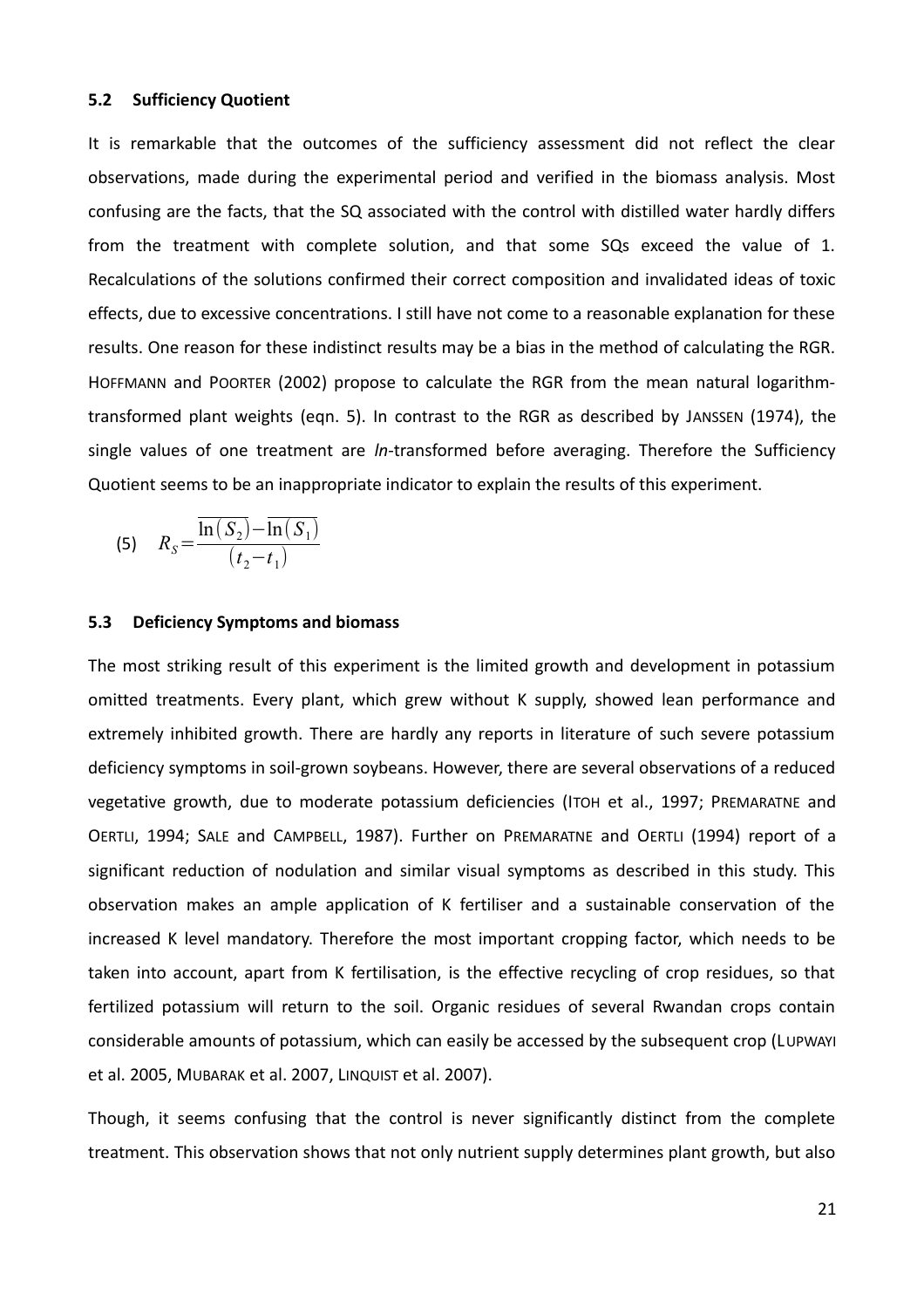### 5.2 Sufficiency Quotient

It is remarkable that the outcomes of the sufficiency assessment did not reflect the clear observations, made during the experimental period and verified in the biomass analysis. Most confusing are the facts, that the SQ associated with the control with distilled water hardly differs from the treatment with complete solution, and that some SQs exceed the value of 1. Recalculations of the solutions confirmed their correct composition and invalidated ideas of toxic effects, due to excessive concentrations. I still have not come to a reasonable explanation for these results. One reason for these indistinct results may be a bias in the method of calculating the RGR. HOFFMANN and POORTER (2002) propose to calculate the RGR from the mean natural logarithm-transformed plant weights (eqn. 5). In contrast to the RGR as described by JANSSEN (1974), the single values of one treatment are *ln*-transformed before averaging. Therefore the Sufficiency Quotient seems to be an inappropriate indicator to explain the results of this experiment.

$$(5) \quad R_S = \frac{\overline{\ln(S_2)} - \overline{\ln(S_1)}}{(t_2 - t_1)}$$

### 5.3 Deficiency Symptoms and biomass

The most striking result of this experiment is the limited growth and development in potassium omitted treatments. Every plant, which grew without K supply, showed lean performance and extremely inhibited growth. There are hardly any reports in literature of such severe potassium deficiency symptoms in soil-grown soybeans. However, there are several observations of a reduced vegetative growth, due to moderate potassium deficiencies (ITOH et al., 1997; PREMARATNE and OERTLI, 1994; SALE and CAMPBELL, 1987). Further on PREMARATNE and OERTLI (1994) report of a significant reduction of nodulation and similar visual symptoms as described in this study. This observation makes an ample application of K fertiliser and a sustainable conservation of the increased K level mandatory. Therefore the most important cropping factor, which needs to be taken into account, apart from K fertilisation, is the effective recycling of crop residues, so that fertilized potassium will return to the soil. Organic residues of several Rwandan crops contain considerable amounts of potassium, which can easily be accessed by the subsequent crop (LUPWAYI et al. 2005, MUBARAK et al. 2007, LINQUIST et al. 2007).

Though, it seems confusing that the control is never significantly distinct from the complete treatment. This observation shows that not only nutrient supply determines plant growth, but also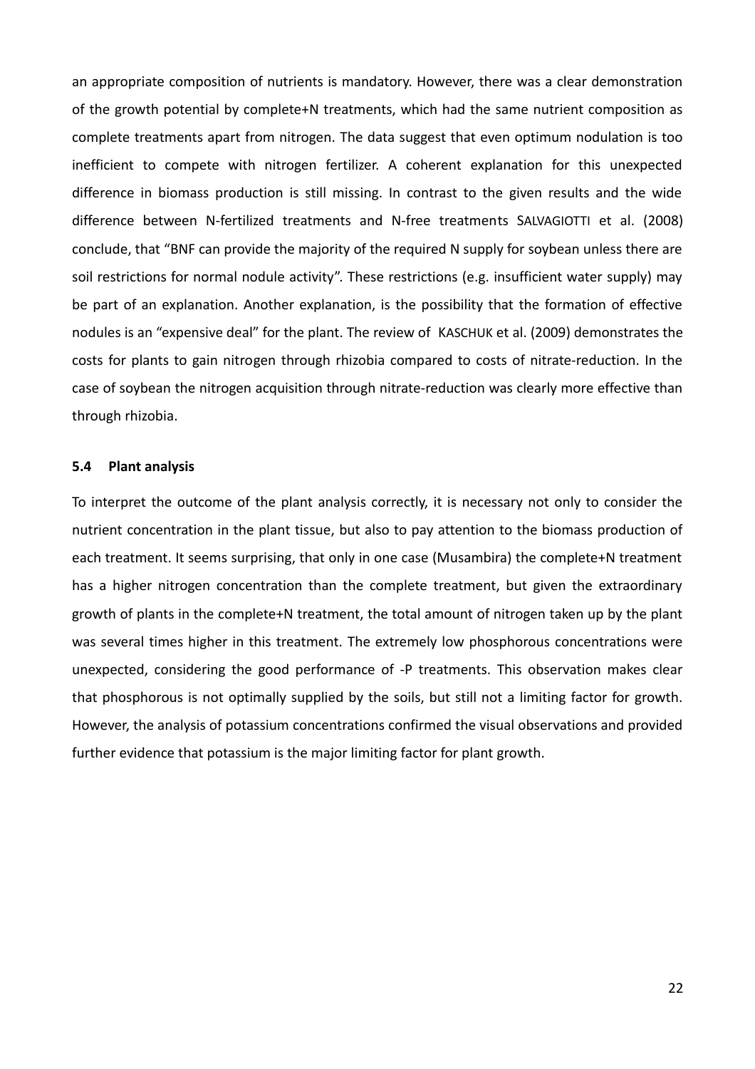an appropriate composition of nutrients is mandatory. However, there was a clear demonstration of the growth potential by complete+N treatments, which had the same nutrient composition as complete treatments apart from nitrogen. The data suggest that even optimum nodulation is too inefficient to compete with nitrogen fertilizer. A coherent explanation for this unexpected difference in biomass production is still missing. In contrast to the given results and the wide difference between N-fertilized treatments and N-free treatments SALVAGIOTTI et al. (2008) conclude, that "BNF can provide the majority of the required N supply for soybean unless there are soil restrictions for normal nodule activity". These restrictions (e.g. insufficient water supply) may be part of an explanation. Another explanation, is the possibility that the formation of effective nodules is an "expensive deal" for the plant. The review of KASCHUK et al. (2009) demonstrates the costs for plants to gain nitrogen through rhizobia compared to costs of nitrate-reduction. In the case of soybean the nitrogen acquisition through nitrate-reduction was clearly more effective than through rhizobia.

### 5.4 Plant analysis

To interpret the outcome of the plant analysis correctly, it is necessary not only to consider the nutrient concentration in the plant tissue, but also to pay attention to the biomass production of each treatment. It seems surprising, that only in one case (Musambira) the complete+N treatment has a higher nitrogen concentration than the complete treatment, but given the extraordinary growth of plants in the complete+N treatment, the total amount of nitrogen taken up by the plant was several times higher in this treatment. The extremely low phosphorous concentrations were unexpected, considering the good performance of -P treatments. This observation makes clear that phosphorous is not optimally supplied by the soils, but still not a limiting factor for growth. However, the analysis of potassium concentrations confirmed the visual observations and provided further evidence that potassium is the major limiting factor for plant growth.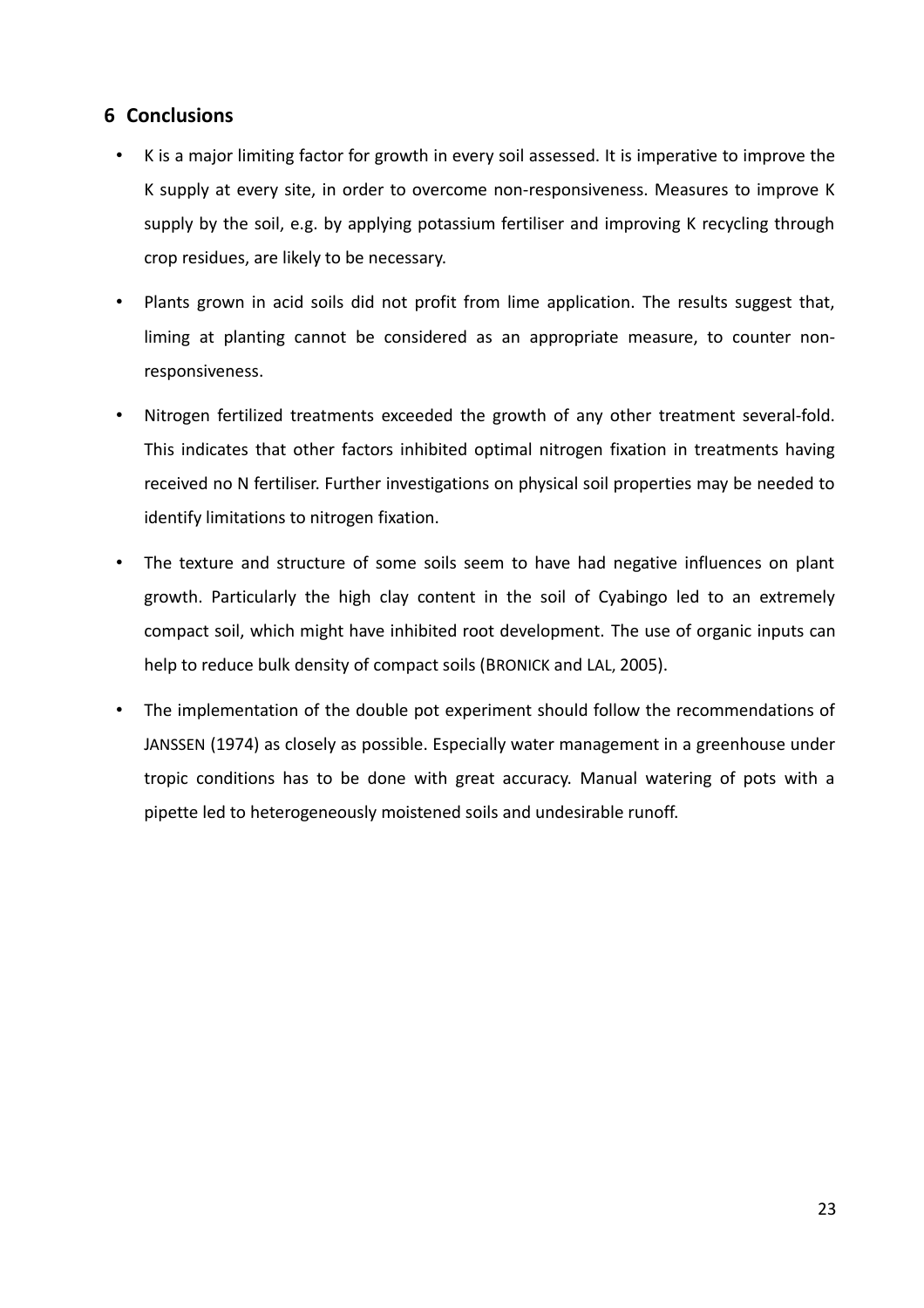## 6 Conclusions

- K is a major limiting factor for growth in every soil assessed. It is imperative to improve the K supply at every site, in order to overcome non-responsiveness. Measures to improve K supply by the soil, e.g. by applying potassium fertiliser and improving K recycling through crop residues, are likely to be necessary.
- Plants grown in acid soils did not profit from lime application. The results suggest that, liming at planting cannot be considered as an appropriate measure, to counter non-responsiveness.
- Nitrogen fertilized treatments exceeded the growth of any other treatment several-fold. This indicates that other factors inhibited optimal nitrogen fixation in treatments having received no N fertiliser. Further investigations on physical soil properties may be needed to identify limitations to nitrogen fixation.
- The texture and structure of some soils seem to have had negative influences on plant growth. Particularly the high clay content in the soil of Cyabingo led to an extremely compact soil, which might have inhibited root development. The use of organic inputs can help to reduce bulk density of compact soils (BRONICK and LAL, 2005).
- The implementation of the double pot experiment should follow the recommendations of JANSSEN (1974) as closely as possible. Especially water management in a greenhouse under tropic conditions has to be done with great accuracy. Manual watering of pots with a pipette led to heterogeneously moistened soils and undesirable runoff.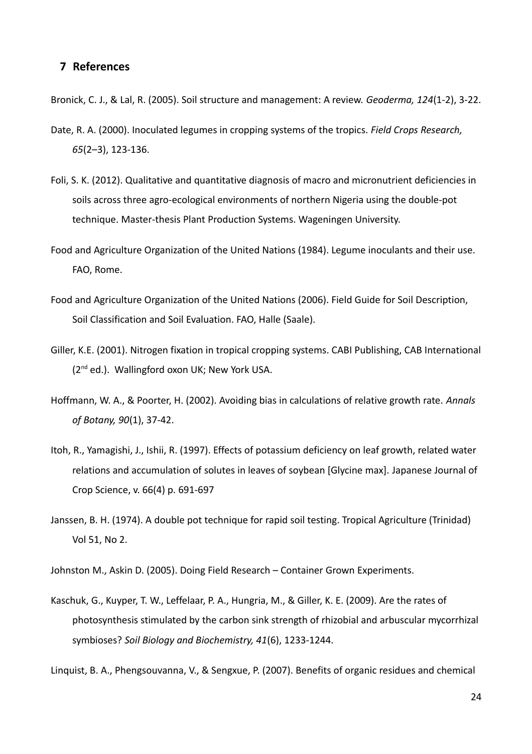## 7 References

Bronick, C. J., & Lal, R. (2005). Soil structure and management: A review. *Geoderma, 124*(1-2), 3-22.

Date, R. A. (2000). Inoculated legumes in cropping systems of the tropics. *Field Crops Research, 65*(2–3), 123-136.

Foli, S. K. (2012). Qualitative and quantitative diagnosis of macro and micronutrient deficiencies in soils across three agro-ecological environments of northern Nigeria using the double-pot technique. Master-thesis Plant Production Systems. Wageningen University.

Food and Agriculture Organization of the United Nations (1984). Legume inoculants and their use. FAO, Rome.

Food and Agriculture Organization of the United Nations (2006). Field Guide for Soil Description, Soil Classification and Soil Evaluation. FAO, Halle (Saale).

Giller, K.E. (2001). Nitrogen fixation in tropical cropping systems. CABI Publishing, CAB International (2nd ed.). Wallingford oxon UK; New York USA.

Hoffmann, W. A., & Poorter, H. (2002). Avoiding bias in calculations of relative growth rate. *Annals of Botany, 90*(1), 37-42.

Itoh, R., Yamagishi, J., Ishii, R. (1997). Effects of potassium deficiency on leaf growth, related water relations and accumulation of solutes in leaves of soybean [Glycine max]. Japanese Journal of Crop Science, v. 66(4) p. 691-697

Janssen, B. H. (1974). A double pot technique for rapid soil testing. Tropical Agriculture (Trinidad) Vol 51, No 2.

Johnston M., Askin D. (2005). Doing Field Research – Container Grown Experiments.

Kaschuk, G., Kuyper, T. W., Leffelaar, P. A., Hungria, M., & Giller, K. E. (2009). Are the rates of photosynthesis stimulated by the carbon sink strength of rhizobial and arbuscular mycorrhizal symbioses? *Soil Biology and Biochemistry, 41*(6), 1233-1244.

Linquist, B. A., Phengsouvanna, V., & Sengxue, P. (2007). Benefits of organic residues and chemical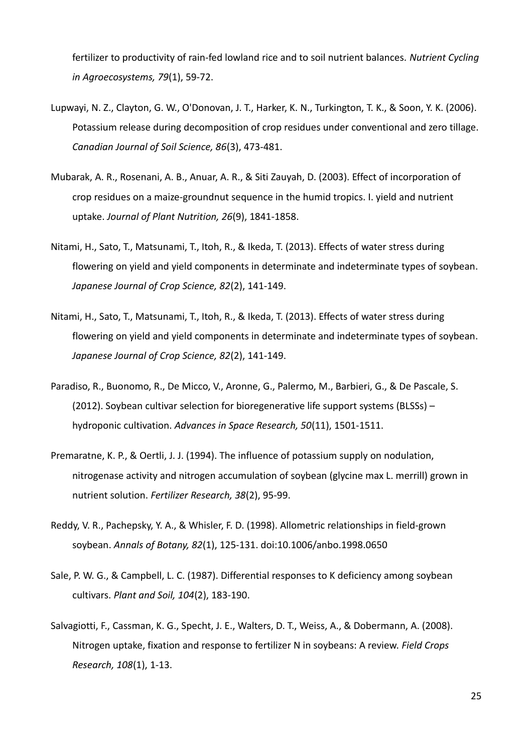fertilizer to productivity of rain-fed lowland rice and to soil nutrient balances. *Nutrient Cycling in Agroecosystems, 79*(1), 59-72.

Lupwayi, N. Z., Clayton, G. W., O'Donovan, J. T., Harker, K. N., Turkington, T. K., & Soon, Y. K. (2006). Potassium release during decomposition of crop residues under conventional and zero tillage. *Canadian Journal of Soil Science, 86*(3), 473-481.

Mubarak, A. R., Rosenani, A. B., Anuar, A. R., & Siti Zauyah, D. (2003). Effect of incorporation of crop residues on a maize-groundnut sequence in the humid tropics. I. yield and nutrient uptake. *Journal of Plant Nutrition, 26*(9), 1841-1858.

Nitami, H., Sato, T., Matsunami, T., Itoh, R., & Ikeda, T. (2013). Effects of water stress during flowering on yield and yield components in determinate and indeterminate types of soybean. *Japanese Journal of Crop Science, 82*(2), 141-149.

Nitami, H., Sato, T., Matsunami, T., Itoh, R., & Ikeda, T. (2013). Effects of water stress during flowering on yield and yield components in determinate and indeterminate types of soybean. *Japanese Journal of Crop Science, 82*(2), 141-149.

Paradiso, R., Buonomo, R., De Micco, V., Aronne, G., Palermo, M., Barbieri, G., & De Pascale, S. (2012). Soybean cultivar selection for bioregenerative life support systems (BLSSs) – hydroponic cultivation. *Advances in Space Research, 50*(11), 1501-1511.

Premaratne, K. P., & Oertli, J. J. (1994). The influence of potassium supply on nodulation, nitrogenase activity and nitrogen accumulation of soybean (glycine max L. merrill) grown in nutrient solution. *Fertilizer Research, 38*(2), 95-99.

Reddy, V. R., Pachepsky, Y. A., & Whisler, F. D. (1998). Allometric relationships in field-grown soybean. *Annals of Botany, 82*(1), 125-131. doi:10.1006/anbo.1998.0650

Sale, P. W. G., & Campbell, L. C. (1987). Differential responses to K deficiency among soybean cultivars. *Plant and Soil, 104*(2), 183-190.

Salvagiotti, F., Cassman, K. G., Specht, J. E., Walters, D. T., Weiss, A., & Dobermann, A. (2008). Nitrogen uptake, fixation and response to fertilizer N in soybeans: A review. *Field Crops Research, 108*(1), 1-13.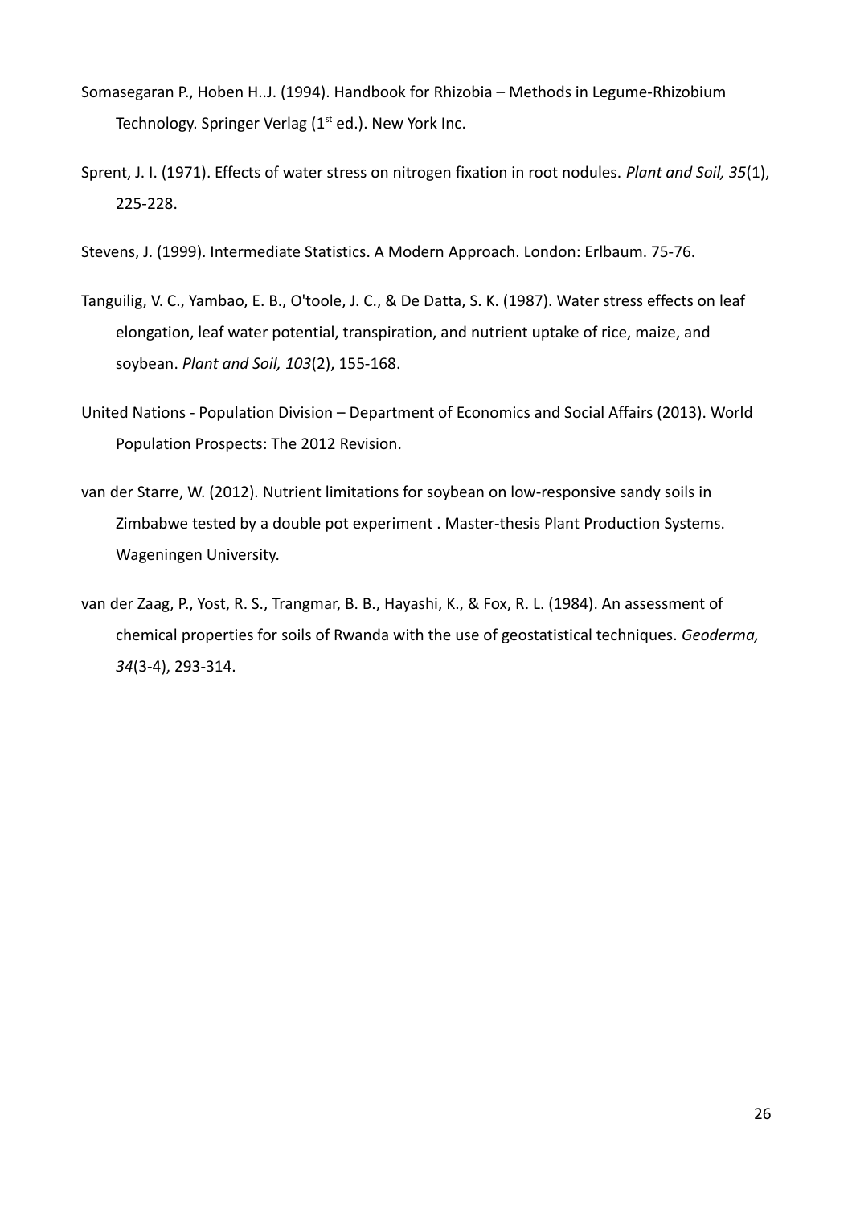Somasegaran P., Hoben H..J. (1994). Handbook for Rhizobia – Methods in Legume-Rhizobium Technology. Springer Verlag (1st ed.). New York Inc.

Sprent, J. I. (1971). Effects of water stress on nitrogen fixation in root nodules. *Plant and Soil, 35*(1), 225-228.

Stevens, J. (1999). Intermediate Statistics. A Modern Approach. London: Erlbaum. 75-76.

Tanguilig, V. C., Yambao, E. B., O'toole, J. C., & De Datta, S. K. (1987). Water stress effects on leaf elongation, leaf water potential, transpiration, and nutrient uptake of rice, maize, and soybean. *Plant and Soil, 103*(2), 155-168.

United Nations - Population Division – Department of Economics and Social Affairs (2013). World Population Prospects: The 2012 Revision.

van der Starre, W. (2012). Nutrient limitations for soybean on low-responsive sandy soils in Zimbabwe tested by a double pot experiment . Master-thesis Plant Production Systems. Wageningen University.

van der Zaag, P., Yost, R. S., Trangmar, B. B., Hayashi, K., & Fox, R. L. (1984). An assessment of chemical properties for soils of Rwanda with the use of geostatistical techniques. *Geoderma, 34*(3-4), 293-314.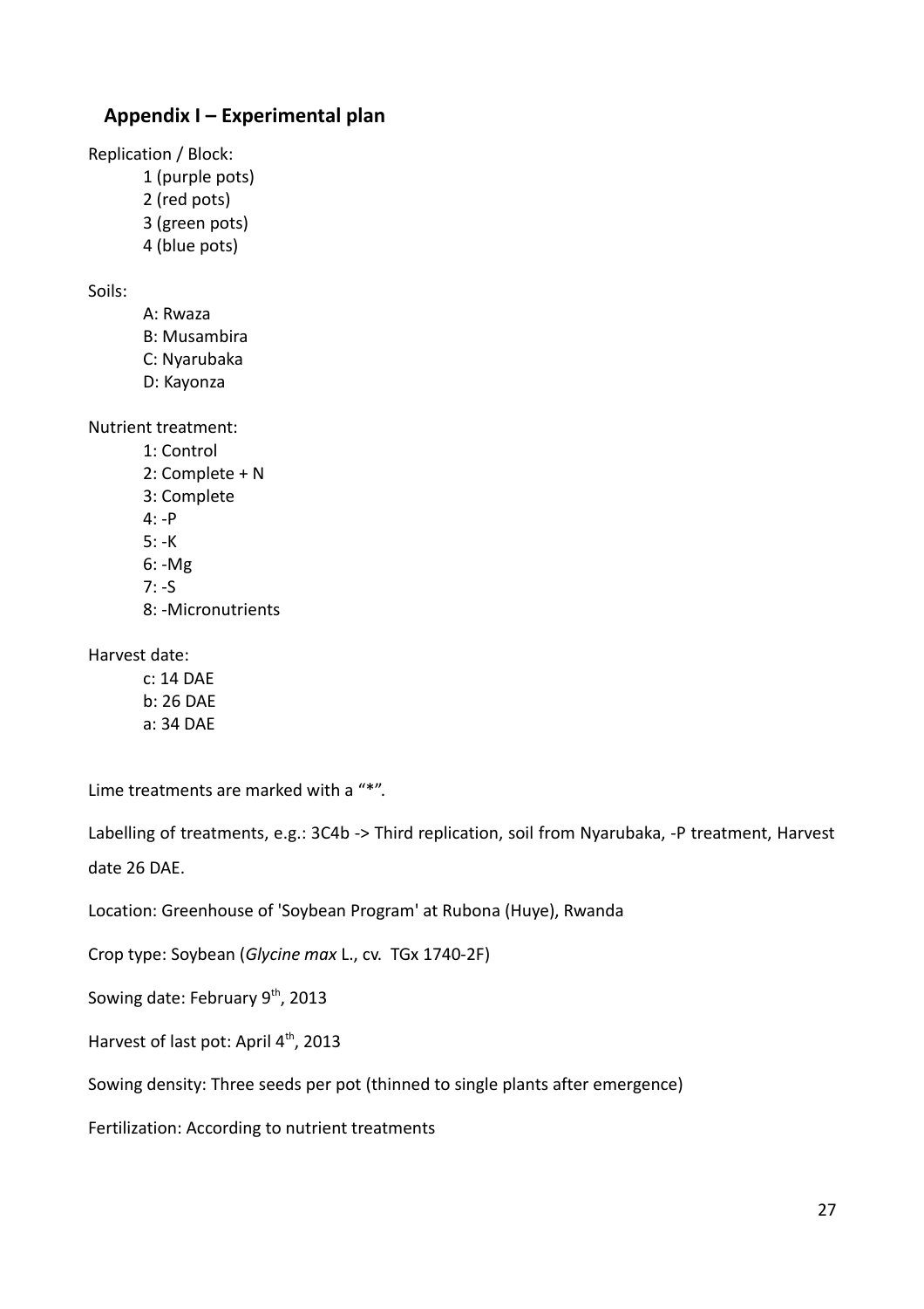## Appendix I – Experimental plan

Replication / Block:

1 (purple pots)  
2 (red pots)  
3 (green pots)  
4 (blue pots)

Soils:

A: Rwaza  
B: Musambira  
C: Nyarubaka  
D: Kayonza

Nutrient treatment:

1: Control  
2: Complete + N  
3: Complete  
4: -P  
5: -K  
6: -Mg  
7: -S  
8: -Micronutrients

Harvest date:

c: 14 DAE  
b: 26 DAE  
a: 34 DAE

Lime treatments are marked with a "*".

Labelling of treatments, e.g.: 3C4b -> Third replication, soil from Nyarubaka, -P treatment, Harvest date 26 DAE.

Location: Greenhouse of 'Soybean Program' at Rubona (Huye), Rwanda

Crop type: Soybean (*Glycine max* L., cv. TGx 1740-2F)

Sowing date: February 9th, 2013

Harvest of last pot: April 4th, 2013

Sowing density: Three seeds per pot (thinned to single plants after emergence)

Fertilization: According to nutrient treatments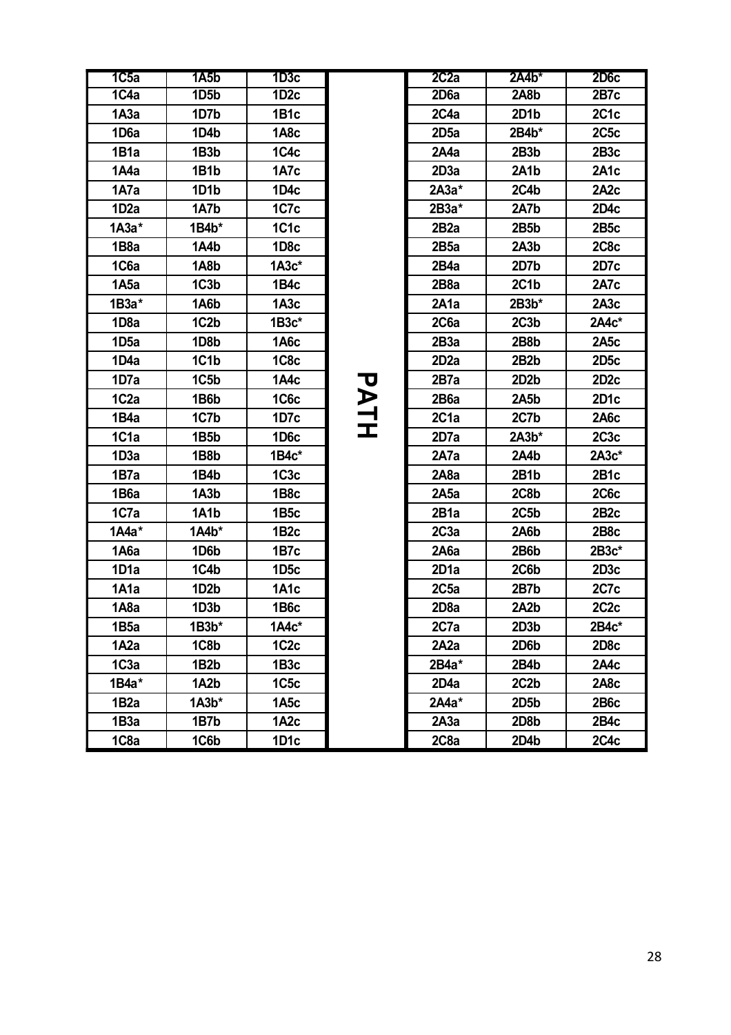| | | | | | | |
|---|---|---|---|---|---|---|
| 1C5a | 1A5b | 1D3c | | 2C2a | 2A4b* | 2D6c |
| 1C4a | 1D5b | 1D2c | | 2D6a | 2A8b | 2B7c |
| 1A3a | 1D7b | 1B1c | | 2C4a | 2D1b | 2C1c |
| 1D6a | 1D4b | 1A8c | | 2D5a | 2B4b* | 2C5c |
| 1B1a | 1B3b | 1C4c | | 2A4a | 2B3b | 2B3c |
| 1A4a | 1B1b | 1A7c | | 2D3a | 2A1b | 2A1c |
| 1A7a | 1D1b | 1D4c | | 2A3a* | 2C4b | 2A2c |
| 1D2a | 1A7b | 1C7c | | 2B3a* | 2A7b | 2D4c |
| 1A3a* | 1B4b* | 1C1c | | 2B2a | 2B5b | 2B5c |
| 1B8a | 1A4b | 1D8c | | 2B5a | 2A3b | 2C8c |
| 1C6a | 1A8b | 1A3c* | | 2B4a | 2D7b | 2D7c |
| 1A5a | 1C3b | 1B4c | | 2B8a | 2C1b | 2A7c |
| 1B3a* | 1A6b | 1A3c | | 2A1a | 2B3b* | 2A3c |
| 1D8a | 1C2b | 1B3c* | | 2C6a | 2C3b | 2A4c* |
| 1D5a | 1D8b | 1A6c | | 2B3a | 2B8b | 2A5c |
| 1D4a | 1C1b | 1C8c | | 2D2a | 2B2b | 2D5c |
| 1D7a | 1C5b | 1A4c | PATH | 2B7a | 2D2b | 2D2c |
| 1C2a | 1B6b | 1C6c | | 2B6a | 2A5b | 2D1c |
| 1B4a | 1C7b | 1D7c | | 2C1a | 2C7b | 2A6c |
| 1C1a | 1B5b | 1D6c | | 2D7a | 2A3b* | 2C3c |
| 1D3a | 1B8b | 1B4c* | | 2A7a | 2A4b | 2A3c* |
| 1B7a | 1B4b | 1C3c | | 2A8a | 2B1b | 2B1c |
| 1B6a | 1A3b | 1B8c | | 2A5a | 2C8b | 2C6c |
| 1C7a | 1A1b | 1B5c | | 2B1a | 2C5b | 2B2c |
| 1A4a* | 1A4b* | 1B2c | | 2C3a | 2A6b | 2B8c |
| 1A6a | 1D6b | 1B7c | | 2A6a | 2B6b | 2B3c* |
| 1D1a | 1C4b | 1D5c | | 2D1a | 2C6b | 2D3c |
| 1A1a | 1D2b | 1A1c | | 2C5a | 2B7b | 2C7c |
| 1A8a | 1D3b | 1B6c | | 2D8a | 2A2b | 2C2c |
| 1B5a | 1B3b* | 1A4c* | | 2C7a | 2D3b | 2B4c* |
| 1A2a | 1C8b | 1C2c | | 2A2a | 2D6b | 2D8c |
| 1C3a | 1B2b | 1B3c | | 2B4a* | 2B4b | 2A4c |
| 1B4a* | 1A2b | 1C5c | | 2D4a | 2C2b | 2A8c |
| 1B2a | 1A3b* | 1A5c | | 2A4a* | 2D5b | 2B6c |
| 1B3a | 1B7b | 1A2c | | 2A3a | 2D8b | 2B4c |
| 1C8a | 1C6b | 1D1c | | 2C8a | 2D4b | 2C4c |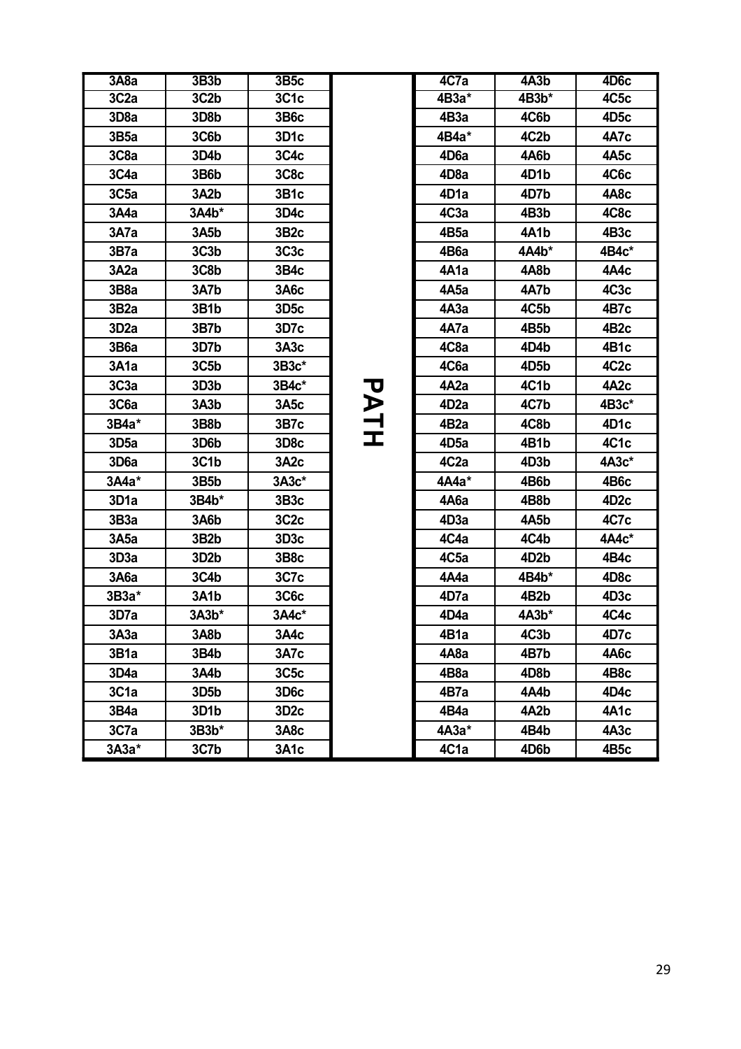| 3A8a | 3B3b | 3B5c | | 4C7a | 4A3b | 4D6c |
|---|---|---|---|---|---|---|
| 3C2a | 3C2b | 3C1c | | 4B3a* | 4B3b* | 4C5c |
| 3D8a | 3D8b | 3B6c | | 4B3a | 4C6b | 4D5c |
| 3B5a | 3C6b | 3D1c | | 4B4a* | 4C2b | 4A7c |
| 3C8a | 3D4b | 3C4c | | 4D6a | 4A6b | 4A5c |
| 3C4a | 3B6b | 3C8c | | 4D8a | 4D1b | 4C6c |
| 3C5a | 3A2b | 3B1c | | 4D1a | 4D7b | 4A8c |
| 3A4a | 3A4b* | 3D4c | | 4C3a | 4B3b | 4C8c |
| 3A7a | 3A5b | 3B2c | | 4B5a | 4A1b | 4B3c |
| 3B7a | 3C3b | 3C3c | | 4B6a | 4A4b* | 4B4c* |
| 3A2a | 3C8b | 3B4c | | 4A1a | 4A8b | 4A4c |
| 3B8a | 3A7b | 3A6c | | 4A5a | 4A7b | 4C3c |
| 3B2a | 3B1b | 3D5c | | 4A3a | 4C5b | 4B7c |
| 3D2a | 3B7b | 3D7c | | 4A7a | 4B5b | 4B2c |
| 3B6a | 3D7b | 3A3c | | 4C8a | 4D4b | 4B1c |
| 3A1a | 3C5b | 3B3c* | | 4C6a | 4D5b | 4C2c |
| 3C3a | 3D3b | 3B4c* | PATH | 4A2a | 4C1b | 4A2c |
| 3C6a | 3A3b | 3A5c | | 4D2a | 4C7b | 4B3c* |
| 3B4a* | 3B8b | 3B7c | | 4B2a | 4C8b | 4D1c |
| 3D5a | 3D6b | 3D8c | | 4D5a | 4B1b | 4C1c |
| 3D6a | 3C1b | 3A2c | | 4C2a | 4D3b | 4A3c* |
| 3A4a* | 3B5b | 3A3c* | | 4A4a* | 4B6b | 4B6c |
| 3D1a | 3B4b* | 3B3c | | 4A6a | 4B8b | 4D2c |
| 3B3a | 3A6b | 3C2c | | 4D3a | 4A5b | 4C7c |
| 3A5a | 3B2b | 3D3c | | 4C4a | 4C4b | 4A4c* |
| 3D3a | 3D2b | 3B8c | | 4C5a | 4D2b | 4B4c |
| 3A6a | 3C4b | 3C7c | | 4A4a | 4B4b* | 4D8c |
| 3B3a* | 3A1b | 3C6c | | 4D7a | 4B2b | 4D3c |
| 3D7a | 3A3b* | 3A4c* | | 4D4a | 4A3b* | 4C4c |
| 3A3a | 3A8b | 3A4c | | 4B1a | 4C3b | 4D7c |
| 3B1a | 3B4b | 3A7c | | 4A8a | 4B7b | 4A6c |
| 3D4a | 3A4b | 3C5c | | 4B8a | 4D8b | 4B8c |
| 3C1a | 3D5b | 3D6c | | 4B7a | 4A4b | 4D4c |
| 3B4a | 3D1b | 3D2c | | 4B4a | 4A2b | 4A1c |
| 3C7a | 3B3b* | 3A8c | | 4A3a* | 4B4b | 4A3c |
| 3A3a* | 3C7b | 3A1c | | 4C1a | 4D6b | 4B5c |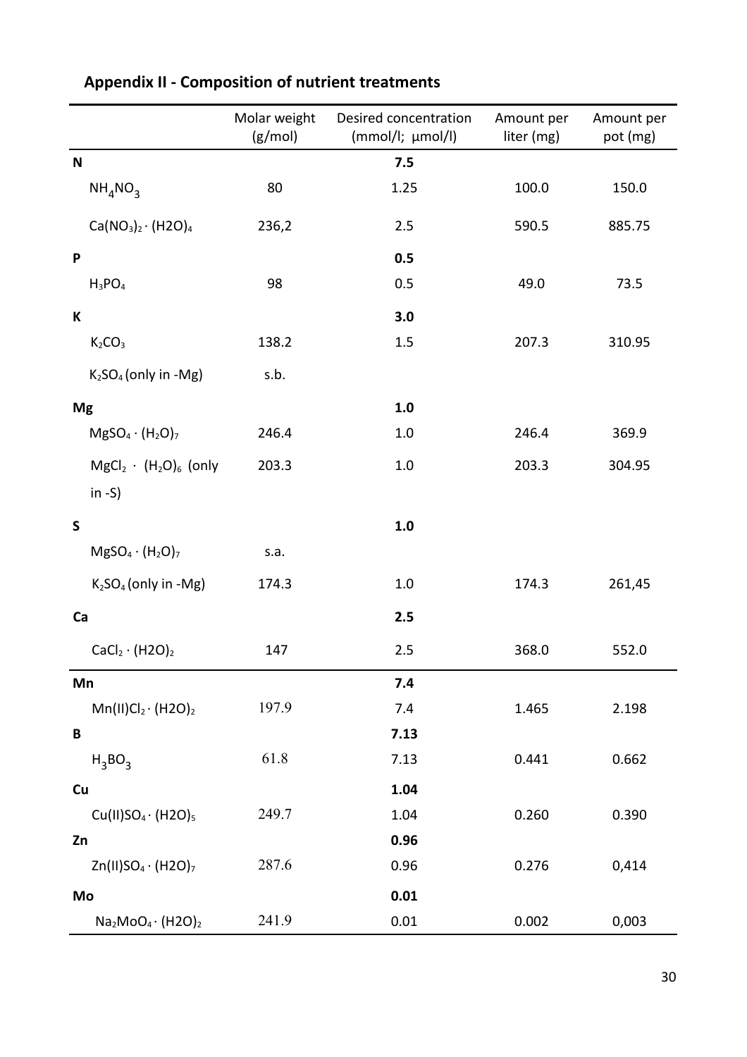## Appendix II - Composition of nutrient treatments

| | Molar weight (g/mol) | Desired concentration (mmol/l; µmol/l) | Amount per liter (mg) | Amount per pot (mg) |
|---|---|---|---|---|
| **N** | | **7.5** | | |
| $NH_4NO_3$ | 80 | 1.25 | 100.0 | 150.0 |
| $Ca(NO_3)_2 \cdot (H2O)_4$ | 236,2 | 2.5 | 590.5 | 885.75 |
| **P** | | **0.5** | | |
| $H_3PO_4$ | 98 | 0.5 | 49.0 | 73.5 |
| **K** | | **3.0** | | |
| $K_2CO_3$ | 138.2 | 1.5 | 207.3 | 310.95 |
| $K_2SO_4$ (only in -Mg) | s.b. | | | |
| **Mg** | | **1.0** | | |
| $MgSO_4 \cdot (H_2O)_7$ | 246.4 | 1.0 | 246.4 | 369.9 |
| $MgCl_2 \cdot (H_2O)_6$ (only in -S) | 203.3 | 1.0 | 203.3 | 304.95 |
| **S** | | **1.0** | | |
| $MgSO_4 \cdot (H_2O)_7$ | s.a. | | | |
| $K_2SO_4$ (only in -Mg) | 174.3 | 1.0 | 174.3 | 261,45 |
| **Ca** | | **2.5** | | |
| $CaCl_2 \cdot (H2O)_2$ | 147 | 2.5 | 368.0 | 552.0 |
| **Mn** | | **7.4** | | |
| $Mn(II)Cl_2 \cdot (H2O)_2$ | 197.9 | 7.4 | 1.465 | 2.198 |
| **B** | | **7.13** | | |
| $H_3BO_3$ | 61.8 | 7.13 | 0.441 | 0.662 |
| **Cu** | | **1.04** | | |
| $Cu(II)SO_4 \cdot (H2O)_5$ | 249.7 | 1.04 | 0.260 | 0.390 |
| **Zn** | | **0.96** | | |
| $Zn(II)SO_4 \cdot (H2O)_7$ | 287.6 | 0.96 | 0.276 | 0,414 |
| **Mo** | | **0.01** | | |
| $Na_2MoO_4 \cdot (H2O)_2$ | 241.9 | 0.01 | 0.002 | 0,003 |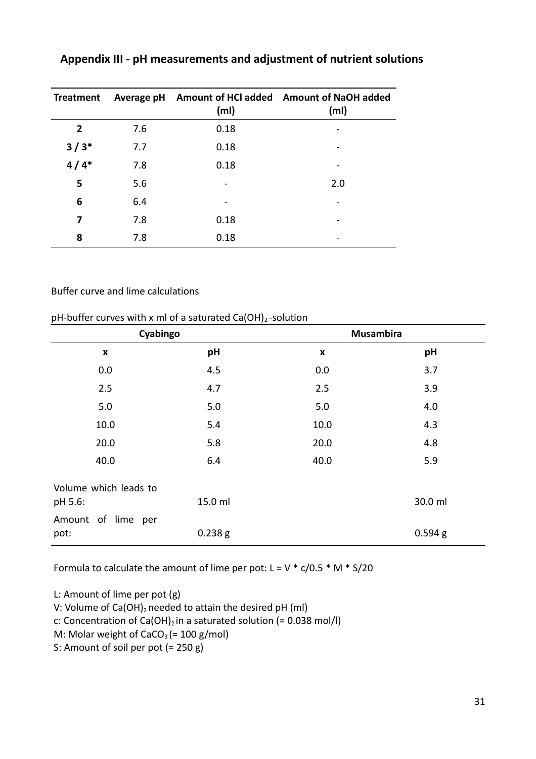## Appendix III - pH measurements and adjustment of nutrient solutions

| Treatment | Average pH | Amount of HCl added (ml) | Amount of NaOH added (ml) |
|---|---|---|---|
| **2** | 7.6 | 0.18 | - |
| **3 / 3*** | 7.7 | 0.18 | - |
| **4 / 4*** | 7.8 | 0.18 | - |
| **5** | 5.6 | - | 2.0 |
| **6** | 6.4 | - | - |
| **7** | 7.8 | 0.18 | - |
| **8** | 7.8 | 0.18 | - |

Buffer curve and lime calculations

pH-buffer curves with x ml of a saturated $Ca(OH)_2$-solution

| Cyabingo | | Musambira | |
|---|---|---|---|
| **x** | **pH** | **x** | **pH** |
| 0.0 | 4.5 | 0.0 | 3.7 |
| 2.5 | 4.7 | 2.5 | 3.9 |
| 5.0 | 5.0 | 5.0 | 4.0 |
| 10.0 | 5.4 | 10.0 | 4.3 |
| 20.0 | 5.8 | 20.0 | 4.8 |
| 40.0 | 6.4 | 40.0 | 5.9 |
| Volume which leads to pH 5.6: | 15.0 ml | | 30.0 ml |
| Amount of lime per pot: | 0.238 g | | 0.594 g |

Formula to calculate the amount of lime per pot: $L = V * c/0.5 * M * S/20$

L: Amount of lime per pot (g)

V: Volume of $Ca(OH)_2$ needed to attain the desired pH (ml)

c: Concentration of $Ca(OH)_2$ in a saturated solution (= 0.038 mol/l)

M: Molar weight of $CaCO_3$ (= 100 g/mol)

S: Amount of soil per pot (= 250 g)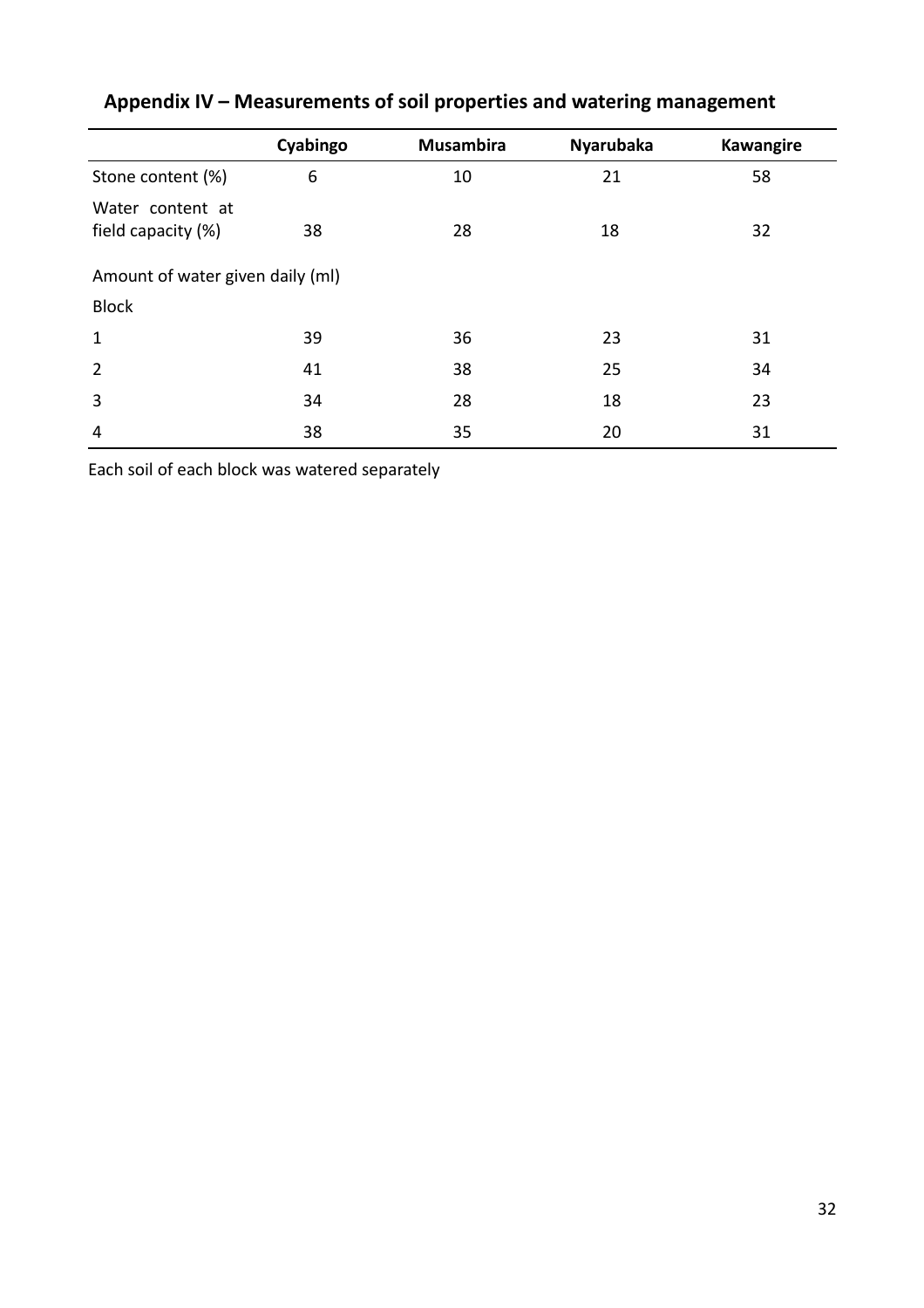## Appendix IV – Measurements of soil properties and watering management

| | Cyabingo | Musambira | Nyarubaka | Kawangire |
|---|---|---|---|---|
| Stone content (%) | 6 | 10 | 21 | 58 |
| Water content at field capacity (%) | 38 | 28 | 18 | 32 |
| Amount of water given daily (ml) | | | | |
| Block | | | | |
| 1 | 39 | 36 | 23 | 31 |
| 2 | 41 | 38 | 25 | 34 |
| 3 | 34 | 28 | 18 | 23 |
| 4 | 38 | 35 | 20 | 31 |

Each soil of each block was watered separately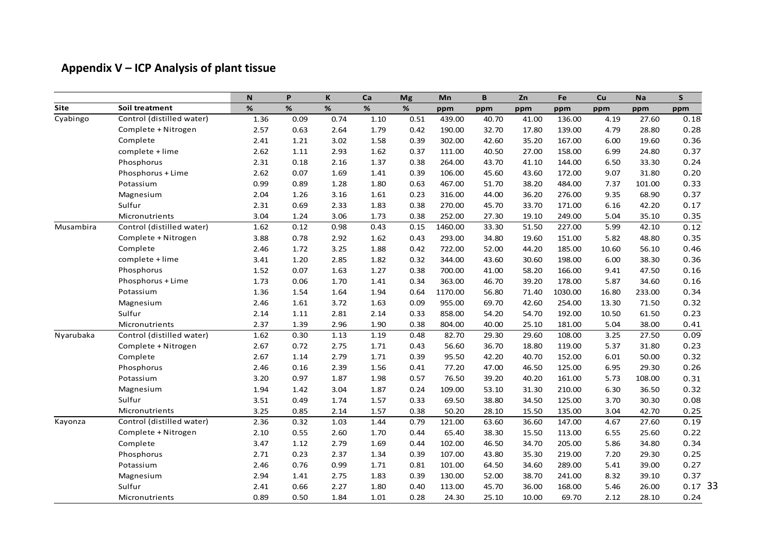## Appendix V – ICP Analysis of plant tissue

| | | N | P | K | Ca | Mg | Mn | B | Zn | Fe | Cu | Na | S |
|---|---|---|---|---|---|---|---|---|---|---|---|---|---|
| **Site** | **Soil treatment** | **%** | **%** | **%** | **%** | **%** | **ppm** | **ppm** | **ppm** | **ppm** | **ppm** | **ppm** | **ppm** |
| Cyabingo | Control (distilled water) | 1.36 | 0.09 | 0.74 | 1.10 | 0.51 | 439.00 | 40.70 | 41.00 | 136.00 | 4.19 | 27.60 | 0.18 |
| | Complete + Nitrogen | 2.57 | 0.63 | 2.64 | 1.79 | 0.42 | 190.00 | 32.70 | 17.80 | 139.00 | 4.79 | 28.80 | 0.28 |
| | Complete | 2.41 | 1.21 | 3.02 | 1.58 | 0.39 | 302.00 | 42.60 | 35.20 | 167.00 | 6.00 | 19.60 | 0.36 |
| | complete + lime | 2.62 | 1.11 | 2.93 | 1.62 | 0.37 | 111.00 | 40.50 | 27.00 | 158.00 | 6.99 | 24.80 | 0.37 |
| | Phosphorus | 2.31 | 0.18 | 2.16 | 1.37 | 0.38 | 264.00 | 43.70 | 41.10 | 144.00 | 6.50 | 33.30 | 0.24 |
| | Phosphorus + Lime | 2.62 | 0.07 | 1.69 | 1.41 | 0.39 | 106.00 | 45.60 | 43.60 | 172.00 | 9.07 | 31.80 | 0.20 |
| | Potassium | 0.99 | 0.89 | 1.28 | 1.80 | 0.63 | 467.00 | 51.70 | 38.20 | 484.00 | 7.37 | 101.00 | 0.33 |
| | Magnesium | 2.04 | 1.26 | 3.16 | 1.61 | 0.23 | 316.00 | 44.00 | 36.20 | 276.00 | 9.35 | 68.90 | 0.37 |
| | Sulfur | 2.31 | 0.69 | 2.33 | 1.83 | 0.38 | 270.00 | 45.70 | 33.70 | 171.00 | 6.16 | 42.20 | 0.17 |
| | Micronutrients | 3.04 | 1.24 | 3.06 | 1.73 | 0.38 | 252.00 | 27.30 | 19.10 | 249.00 | 5.04 | 35.10 | 0.35 |
| Musambira | Control (distilled water) | 1.62 | 0.12 | 0.98 | 0.43 | 0.15 | 1460.00 | 33.30 | 51.50 | 227.00 | 5.99 | 42.10 | 0.12 |
| | Complete + Nitrogen | 3.88 | 0.78 | 2.92 | 1.62 | 0.43 | 293.00 | 34.80 | 19.60 | 151.00 | 5.82 | 48.80 | 0.35 |
| | Complete | 2.46 | 1.72 | 3.25 | 1.88 | 0.42 | 722.00 | 52.00 | 44.20 | 185.00 | 10.60 | 56.10 | 0.46 |
| | complete + lime | 3.41 | 1.20 | 2.85 | 1.82 | 0.32 | 344.00 | 43.60 | 30.60 | 198.00 | 6.00 | 38.30 | 0.36 |
| | Phosphorus | 1.52 | 0.07 | 1.63 | 1.27 | 0.38 | 700.00 | 41.00 | 58.20 | 166.00 | 9.41 | 47.50 | 0.16 |
| | Phosphorus + Lime | 1.73 | 0.06 | 1.70 | 1.41 | 0.34 | 363.00 | 46.70 | 39.20 | 178.00 | 5.87 | 34.60 | 0.16 |
| | Potassium | 1.36 | 1.54 | 1.64 | 1.94 | 0.64 | 1170.00 | 56.80 | 71.40 | 1030.00 | 16.80 | 233.00 | 0.34 |
| | Magnesium | 2.46 | 1.61 | 3.72 | 1.63 | 0.09 | 955.00 | 69.70 | 42.60 | 254.00 | 13.30 | 71.50 | 0.32 |
| | Sulfur | 2.14 | 1.11 | 2.81 | 2.14 | 0.33 | 858.00 | 54.20 | 54.70 | 192.00 | 10.50 | 61.50 | 0.23 |
| | Micronutrients | 2.37 | 1.39 | 2.96 | 1.90 | 0.38 | 804.00 | 40.00 | 25.10 | 181.00 | 5.04 | 38.00 | 0.41 |
| Nyarubaka | Control (distilled water) | 1.62 | 0.30 | 1.13 | 1.19 | 0.48 | 82.70 | 29.30 | 29.60 | 108.00 | 3.25 | 27.50 | 0.09 |
| | Complete + Nitrogen | 2.67 | 0.72 | 2.75 | 1.71 | 0.43 | 56.60 | 36.70 | 18.80 | 119.00 | 5.37 | 31.80 | 0.23 |
| | Complete | 2.67 | 1.14 | 2.79 | 1.71 | 0.39 | 95.50 | 42.20 | 40.70 | 152.00 | 6.01 | 50.00 | 0.32 |
| | Phosphorus | 2.46 | 0.16 | 2.39 | 1.56 | 0.41 | 77.20 | 47.00 | 46.50 | 125.00 | 6.95 | 29.30 | 0.26 |
| | Potassium | 3.20 | 0.97 | 1.87 | 1.98 | 0.57 | 76.50 | 39.20 | 40.20 | 161.00 | 5.73 | 108.00 | 0.31 |
| | Magnesium | 1.94 | 1.42 | 3.04 | 1.87 | 0.24 | 109.00 | 53.10 | 31.30 | 210.00 | 6.30 | 36.50 | 0.32 |
| | Sulfur | 3.51 | 0.49 | 1.74 | 1.57 | 0.33 | 69.50 | 38.80 | 34.50 | 125.00 | 3.70 | 30.30 | 0.08 |
| | Micronutrients | 3.25 | 0.85 | 2.14 | 1.57 | 0.38 | 50.20 | 28.10 | 15.50 | 135.00 | 3.04 | 42.70 | 0.25 |
| Kayonza | Control (distilled water) | 2.36 | 0.32 | 1.03 | 1.44 | 0.79 | 121.00 | 63.60 | 36.60 | 147.00 | 4.67 | 27.60 | 0.19 |
| | Complete + Nitrogen | 2.10 | 0.55 | 2.60 | 1.70 | 0.44 | 65.40 | 38.30 | 15.50 | 113.00 | 6.55 | 25.60 | 0.22 |
| | Complete | 3.47 | 1.12 | 2.79 | 1.69 | 0.44 | 102.00 | 46.50 | 34.70 | 205.00 | 5.86 | 34.80 | 0.34 |
| | Phosphorus | 2.71 | 0.23 | 2.37 | 1.34 | 0.39 | 107.00 | 43.80 | 35.30 | 219.00 | 7.20 | 29.30 | 0.25 |
| | Potassium | 2.46 | 0.76 | 0.99 | 1.71 | 0.81 | 101.00 | 64.50 | 34.60 | 289.00 | 5.41 | 39.00 | 0.27 |
| | Magnesium | 2.94 | 1.41 | 2.75 | 1.83 | 0.39 | 130.00 | 52.00 | 38.70 | 241.00 | 8.32 | 39.10 | 0.37 |
| | Sulfur | 2.41 | 0.66 | 2.27 | 1.80 | 0.40 | 113.00 | 45.70 | 36.00 | 168.00 | 5.46 | 26.00 | 0.17 |
| | Micronutrients | 0.89 | 0.50 | 1.84 | 1.01 | 0.28 | 24.30 | 25.10 | 10.00 | 69.70 | 2.12 | 28.10 | 0.24 |